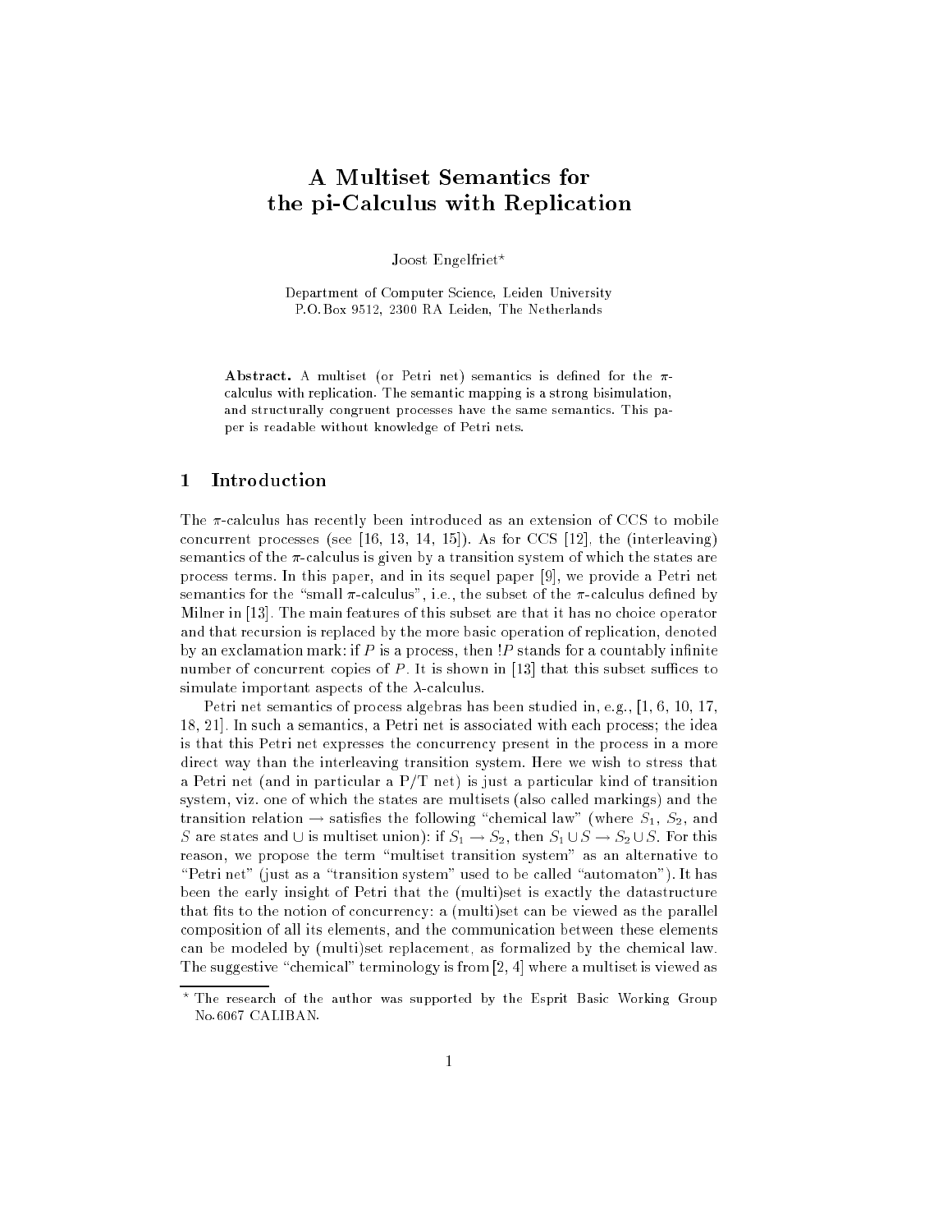# A Multiset Semantics for the pi-Calculus with Replication

Joost Engelfriet*

Department of Computer Science, Leiden University
P.O. Box 9512, 2300 RA Leiden, The Netherlands

**Abstract.** A multiset (or Petri net) semantics is defined for the $\pi$-calculus with replication. The semantic mapping is a strong bisimulation, and structurally congruent processes have the same semantics. This paper is readable without knowledge of Petri nets.

## 1 Introduction

The $\pi$-calculus has recently been introduced as an extension of CCS to mobile concurrent processes (see [16, 13, 14, 15]). As for CCS [12], the (interleaving) semantics of the $\pi$-calculus is given by a transition system of which the states are process terms. In this paper, and in its sequel paper [9], we provide a Petri net semantics for the "small $\pi$-calculus", i.e., the subset of the $\pi$-calculus defined by Milner in [13]. The main features of this subset are that it has no choice operator and that recursion is replaced by the more basic operation of replication, denoted by an exclamation mark: if $P$ is a process, then $!P$ stands for a countably infinite number of concurrent copies of $P$. It is shown in [13] that this subset suffices to simulate important aspects of the $\lambda$-calculus.

Petri net semantics of process algebras has been studied in, e.g., [1, 6, 10, 17, 18, 21]. In such a semantics, a Petri net is associated with each process; the idea is that this Petri net expresses the concurrency present in the process in a more direct way than the interleaving transition system. Here we wish to stress that a Petri net (and in particular a P/T net) is just a particular kind of transition system, viz. one of which the states are multisets (also called markings) and the transition relation $\rightarrow$ satisfies the following "chemical law" (where $S_1$, $S_2$, and $S$ are states and $\cup$ is multiset union): if $S_1 \rightarrow S_2$, then $S_1 \cup S \rightarrow S_2 \cup S$. For this reason, we propose the term "multiset transition system" as an alternative to "Petri net" (just as a "transition system" used to be called "automaton"). It has been the early insight of Petri that the (multi)set is exactly the datastructure that fits to the notion of concurrency: a (multi)set can be viewed as the parallel composition of all its elements, and the communication between these elements can be modeled by (multi)set replacement, as formalized by the chemical law. The suggestive "chemical" terminology is from [2, 4] where a multiset is viewed as

* The research of the author was supported by the Esprit Basic Working Group No. 6067 CALIBAN.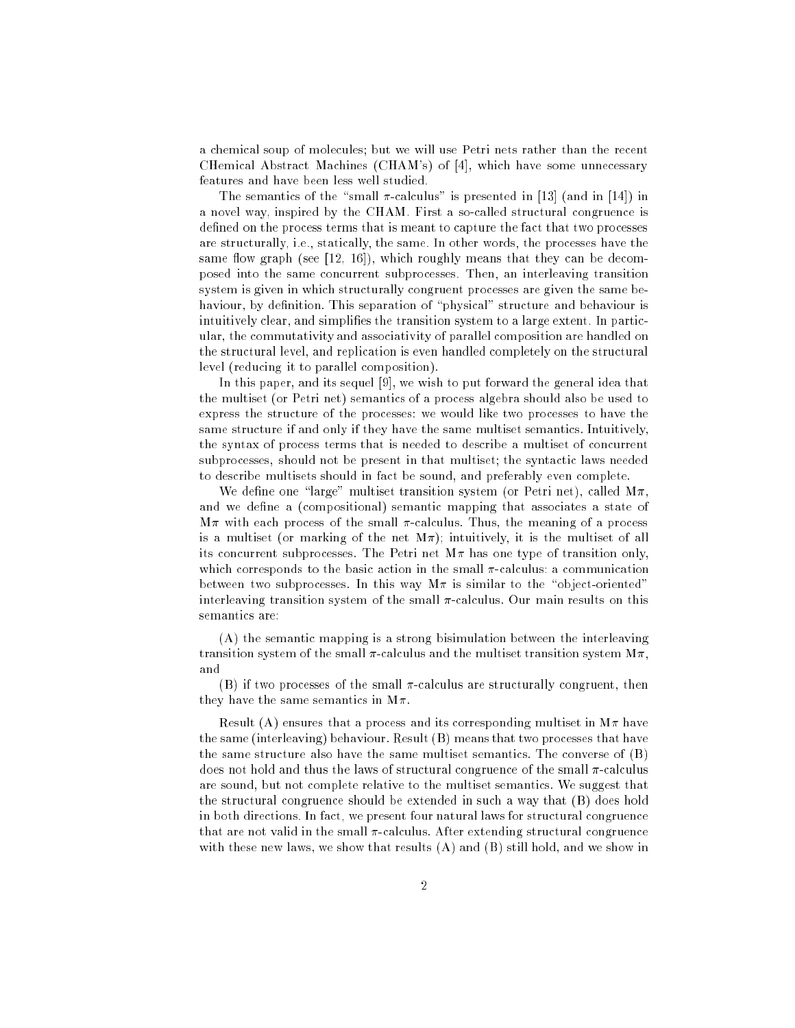a chemical soup of molecules; but we will use Petri nets rather than the recent CHemical Abstract Machines (CHAM's) of [4], which have some unnecessary features and have been less well studied.

The semantics of the "small $\pi$-calculus" is presented in [13] (and in [14]) in a novel way, inspired by the CHAM. First a so-called structural congruence is defined on the process terms that is meant to capture the fact that two processes are structurally, i.e., statically, the same. In other words, the processes have the same flow graph (see [12, 16]), which roughly means that they can be decomposed into the same concurrent subprocesses. Then, an interleaving transition system is given in which structurally congruent processes are given the same behaviour, by definition. This separation of "physical" structure and behaviour is intuitively clear, and simplifies the transition system to a large extent. In particular, the commutativity and associativity of parallel composition are handled on the structural level, and replication is even handled completely on the structural level (reducing it to parallel composition).

In this paper, and its sequel [9], we wish to put forward the general idea that the multiset (or Petri net) semantics of a process algebra should also be used to express the structure of the processes: we would like two processes to have the same structure if and only if they have the same multiset semantics. Intuitively, the syntax of process terms that is needed to describe a multiset of concurrent subprocesses, should not be present in that multiset; the syntactic laws needed to describe multisets should in fact be sound, and preferably even complete.

We define one "large" multiset transition system (or Petri net), called M$\pi$, and we define a (compositional) semantic mapping that associates a state of M$\pi$ with each process of the small $\pi$-calculus. Thus, the meaning of a process is a multiset (or marking of the net M$\pi$); intuitively, it is the multiset of all its concurrent subprocesses. The Petri net M$\pi$ has one type of transition only, which corresponds to the basic action in the small $\pi$-calculus: a communication between two subprocesses. In this way M$\pi$ is similar to the "object-oriented" interleaving transition system of the small $\pi$-calculus. Our main results on this semantics are:

(A) the semantic mapping is a strong bisimulation between the interleaving transition system of the small $\pi$-calculus and the multiset transition system M$\pi$, and

(B) if two processes of the small $\pi$-calculus are structurally congruent, then they have the same semantics in M$\pi$.

Result (A) ensures that a process and its corresponding multiset in M$\pi$ have the same (interleaving) behaviour. Result (B) means that two processes that have the same structure also have the same multiset semantics. The converse of (B) does not hold and thus the laws of structural congruence of the small $\pi$-calculus are sound, but not complete relative to the multiset semantics. We suggest that the structural congruence should be extended in such a way that (B) does hold in both directions. In fact, we present four natural laws for structural congruence that are not valid in the small $\pi$-calculus. After extending structural congruence with these new laws, we show that results (A) and (B) still hold, and we show in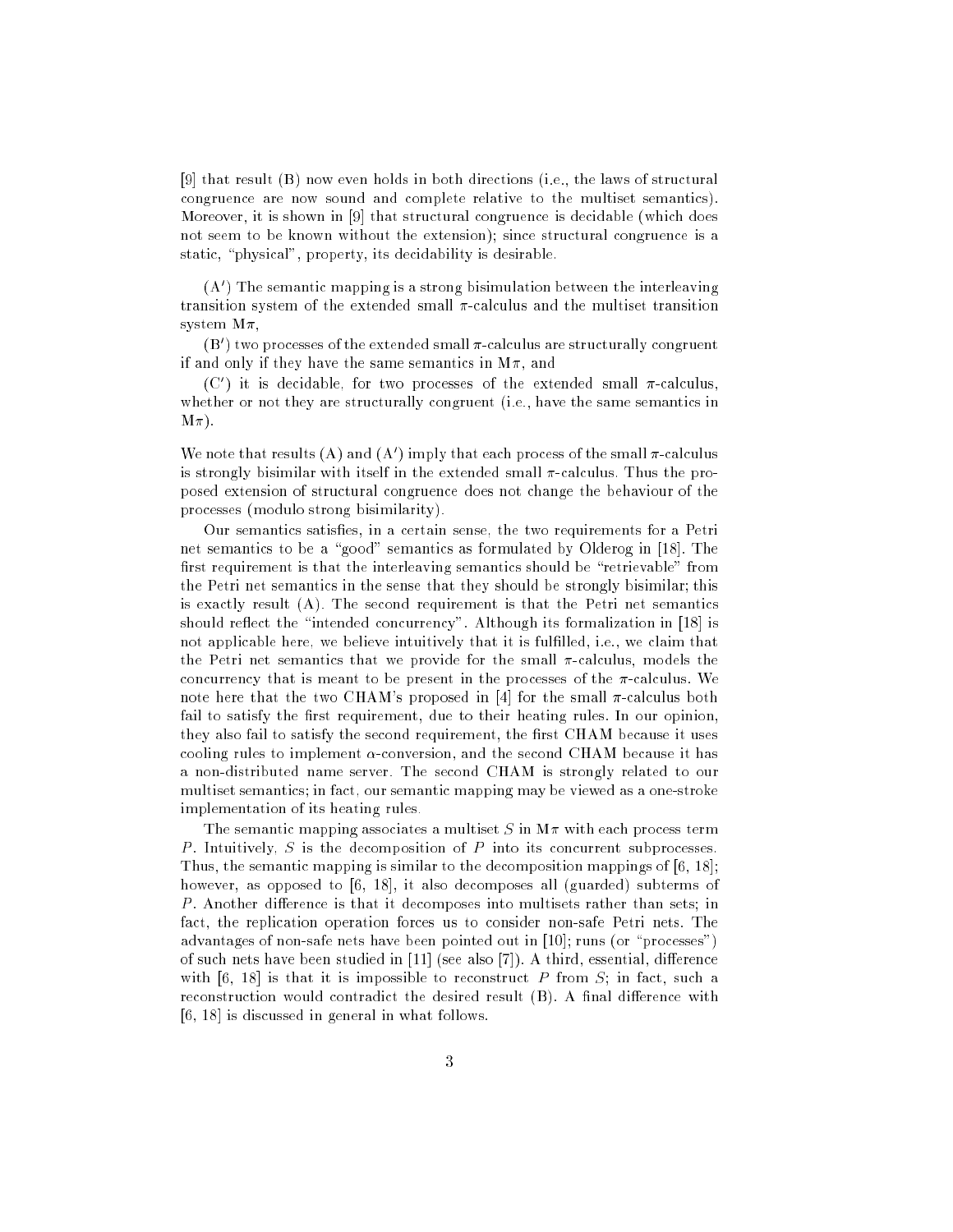[9] that result (B) now even holds in both directions (i.e., the laws of structural congruence are now sound and complete relative to the multiset semantics). Moreover, it is shown in [9] that structural congruence is decidable (which does not seem to be known without the extension); since structural congruence is a static, "physical", property, its decidability is desirable.

(A$'$) The semantic mapping is a strong bisimulation between the interleaving transition system of the extended small $\pi$-calculus and the multiset transition system M$\pi$,

(B$'$) two processes of the extended small $\pi$-calculus are structurally congruent if and only if they have the same semantics in M$\pi$, and

(C$'$) it is decidable, for two processes of the extended small $\pi$-calculus, whether or not they are structurally congruent (i.e., have the same semantics in M$\pi$).

We note that results (A) and (A$'$) imply that each process of the small $\pi$-calculus is strongly bisimilar with itself in the extended small $\pi$-calculus. Thus the proposed extension of structural congruence does not change the behaviour of the processes (modulo strong bisimilarity).

Our semantics satisfies, in a certain sense, the two requirements for a Petri net semantics to be a "good" semantics as formulated by Olderog in [18]. The first requirement is that the interleaving semantics should be "retrievable" from the Petri net semantics in the sense that they should be strongly bisimilar; this is exactly result (A). The second requirement is that the Petri net semantics should reflect the "intended concurrency". Although its formalization in [18] is not applicable here, we believe intuitively that it is fulfilled, i.e., we claim that the Petri net semantics that we provide for the small $\pi$-calculus, models the concurrency that is meant to be present in the processes of the $\pi$-calculus. We note here that the two CHAM's proposed in [4] for the small $\pi$-calculus both fail to satisfy the first requirement, due to their heating rules. In our opinion, they also fail to satisfy the second requirement, the first CHAM because it uses cooling rules to implement $\alpha$-conversion, and the second CHAM because it has a non-distributed name server. The second CHAM is strongly related to our multiset semantics; in fact, our semantic mapping may be viewed as a one-stroke implementation of its heating rules.

The semantic mapping associates a multiset $S$ in M$\pi$ with each process term $P$. Intuitively, $S$ is the decomposition of $P$ into its concurrent subprocesses. Thus, the semantic mapping is similar to the decomposition mappings of [6, 18]; however, as opposed to [6, 18], it also decomposes all (guarded) subterms of $P$. Another difference is that it decomposes into multisets rather than sets; in fact, the replication operation forces us to consider non-safe Petri nets. The advantages of non-safe nets have been pointed out in [10]; runs (or "processes") of such nets have been studied in [11] (see also [7]). A third, essential, difference with [6, 18] is that it is impossible to reconstruct $P$ from $S$; in fact, such a reconstruction would contradict the desired result (B). A final difference with [6, 18] is discussed in general in what follows.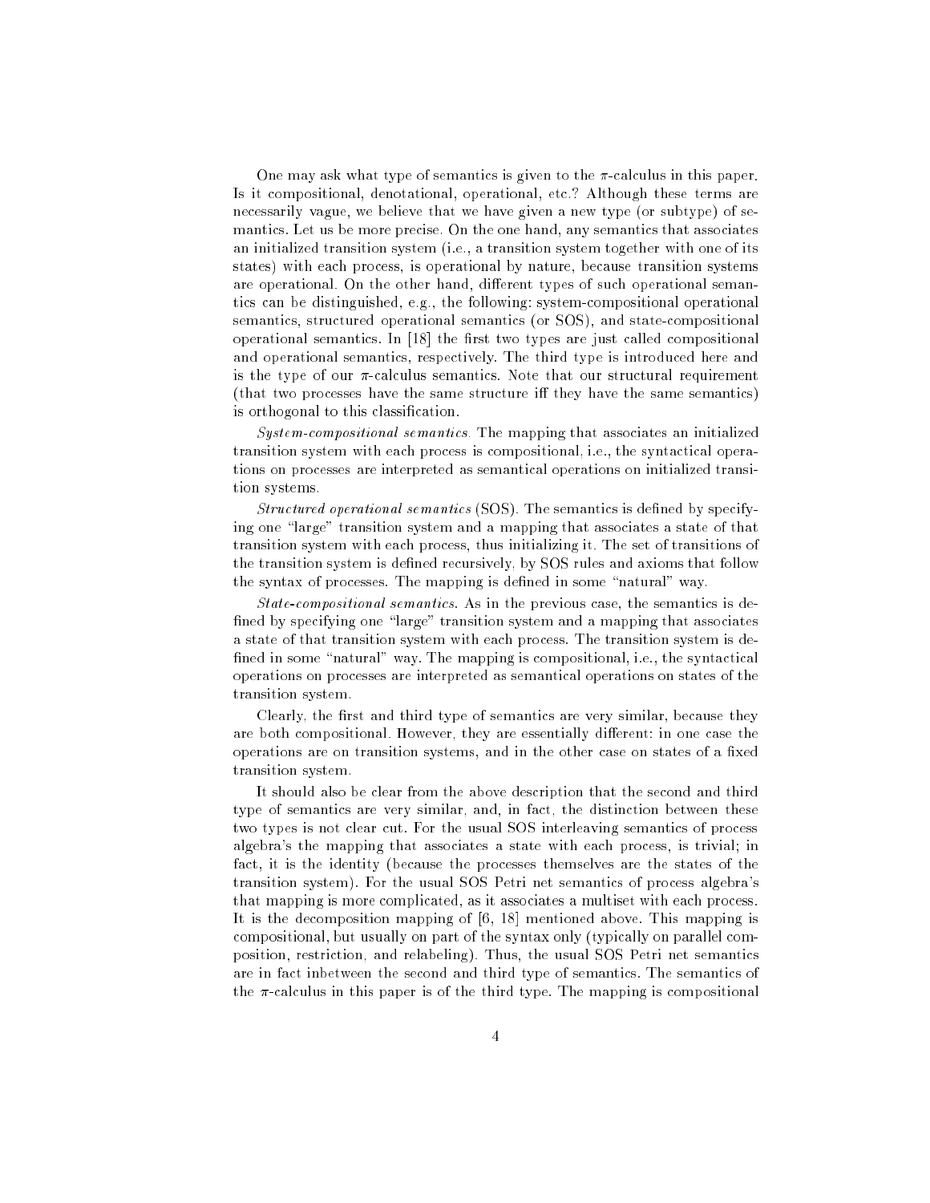One may ask what type of semantics is given to the $\pi$-calculus in this paper. Is it compositional, denotational, operational, etc.? Although these terms are necessarily vague, we believe that we have given a new type (or subtype) of semantics. Let us be more precise. On the one hand, any semantics that associates an initialized transition system (i.e., a transition system together with one of its states) with each process, is operational by nature, because transition systems are operational. On the other hand, different types of such operational semantics can be distinguished, e.g., the following: system-compositional operational semantics, structured operational semantics (or SOS), and state-compositional operational semantics. In [18] the first two types are just called compositional and operational semantics, respectively. The third type is introduced here and is the type of our $\pi$-calculus semantics. Note that our structural requirement (that two processes have the same structure iff they have the same semantics) is orthogonal to this classification.

*System-compositional semantics.* The mapping that associates an initialized transition system with each process is compositional, i.e., the syntactical operations on processes are interpreted as semantical operations on initialized transition systems.

*Structured operational semantics* (SOS). The semantics is defined by specifying one "large" transition system and a mapping that associates a state of that transition system with each process, thus initializing it. The set of transitions of the transition system is defined recursively, by SOS rules and axioms that follow the syntax of processes. The mapping is defined in some "natural" way.

*State-compositional semantics.* As in the previous case, the semantics is defined by specifying one "large" transition system and a mapping that associates a state of that transition system with each process. The transition system is defined in some "natural" way. The mapping is compositional, i.e., the syntactical operations on processes are interpreted as semantical operations on states of the transition system.

Clearly, the first and third type of semantics are very similar, because they are both compositional. However, they are essentially different: in one case the operations are on transition systems, and in the other case on states of a fixed transition system.

It should also be clear from the above description that the second and third type of semantics are very similar, and, in fact, the distinction between these two types is not clear cut. For the usual SOS interleaving semantics of process algebra's the mapping that associates a state with each process, is trivial; in fact, it is the identity (because the processes themselves are the states of the transition system). For the usual SOS Petri net semantics of process algebra's that mapping is more complicated, as it associates a multiset with each process. It is the decomposition mapping of [6, 18] mentioned above. This mapping is compositional, but usually on part of the syntax only (typically on parallel composition, restriction, and relabeling). Thus, the usual SOS Petri net semantics are in fact inbetween the second and third type of semantics. The semantics of the $\pi$-calculus in this paper is of the third type. The mapping is compositional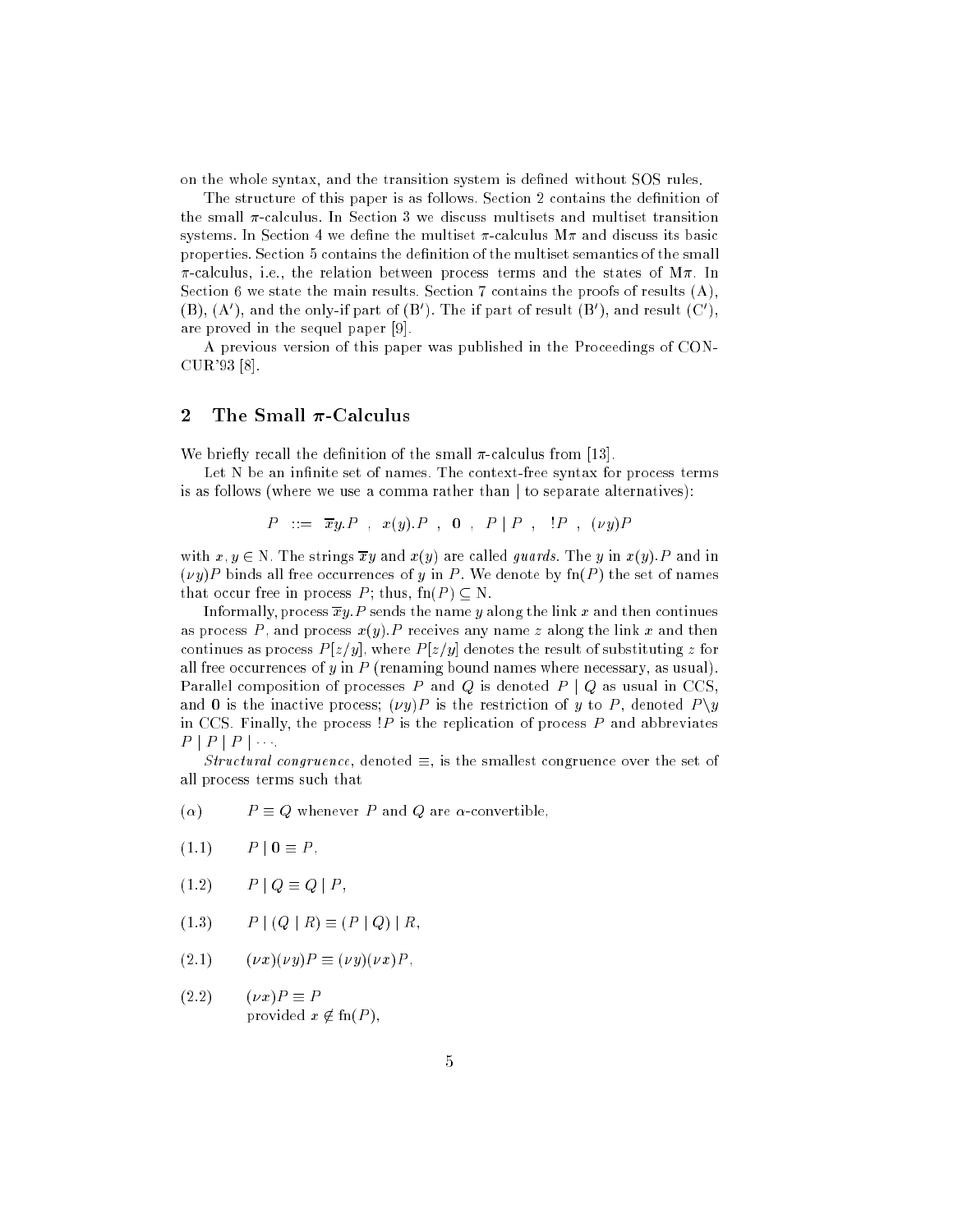on the whole syntax, and the transition system is defined without SOS rules.

The structure of this paper is as follows. Section 2 contains the definition of the small $\pi$-calculus. In Section 3 we discuss multisets and multiset transition systems. In Section 4 we define the multiset $\pi$-calculus M$\pi$ and discuss its basic properties. Section 5 contains the definition of the multiset semantics of the small $\pi$-calculus, i.e., the relation between process terms and the states of M$\pi$. In Section 6 we state the main results. Section 7 contains the proofs of results (A), (B), (A′), and the only-if part of (B′). The if part of result (B′), and result (C′), are proved in the sequel paper [9].

A previous version of this paper was published in the Proceedings of CONCUR'93 [8].

## 2 The Small $\pi$-Calculus

We briefly recall the definition of the small $\pi$-calculus from [13].

Let N be an infinite set of names. The context-free syntax for process terms is as follows (where we use a comma rather than | to separate alternatives):

$$P \ ::= \ \overline{x}y.P \ , \ x(y).P \ , \ \mathbf{0} \ , \ P \mid P \ , \ !P \ , \ (\nu y)P$$

with $x, y \in$ N. The strings $\overline{x}y$ and $x(y)$ are called *guards*. The $y$ in $x(y).P$ and in $(\nu y)P$ binds all free occurrences of $y$ in $P$. We denote by $\text{fn}(P)$ the set of names that occur free in process $P$; thus, $\text{fn}(P) \subseteq$ N.

Informally, process $\overline{x}y.P$ sends the name $y$ along the link $x$ and then continues as process $P$, and process $x(y).P$ receives any name $z$ along the link $x$ and then continues as process $P[z/y]$, where $P[z/y]$ denotes the result of substituting $z$ for all free occurrences of $y$ in $P$ (renaming bound names where necessary, as usual). Parallel composition of processes $P$ and $Q$ is denoted $P \mid Q$ as usual in CCS, and $\mathbf{0}$ is the inactive process; $(\nu y)P$ is the restriction of $y$ to $P$, denoted $P\backslash y$ in CCS. Finally, the process $!P$ is the replication of process $P$ and abbreviates $P \mid P \mid P \mid \cdots$.

*Structural congruence*, denoted $\equiv$, is the smallest congruence over the set of all process terms such that

($\alpha$) $\quad P \equiv Q$ whenever $P$ and $Q$ are $\alpha$-convertible,

(1.1) $\quad P \mid \mathbf{0} \equiv P$,

(1.2) $\quad P \mid Q \equiv Q \mid P$,

(1.3) $\quad P \mid (Q \mid R) \equiv (P \mid Q) \mid R$,

(2.1) $\quad (\nu x)(\nu y)P \equiv (\nu y)(\nu x)P$,

(2.2) $\quad (\nu x)P \equiv P$
provided $x \notin \text{fn}(P)$,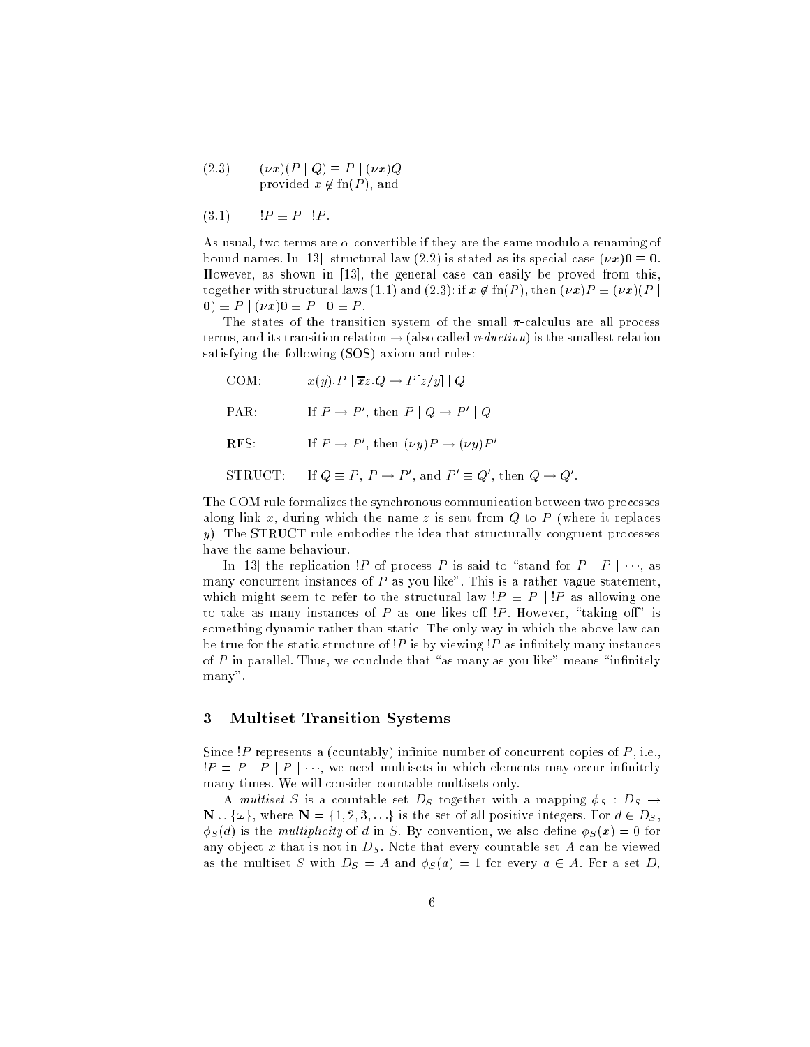(2.3) $\quad (\nu x)(P \mid Q) \equiv P \mid (\nu x)Q$
provided $x \notin \mathrm{fn}(P)$, and

(3.1) $\quad !P \equiv P \mid !P.$

As usual, two terms are $\alpha$-convertible if they are the same modulo a renaming of bound names. In [13], structural law (2.2) is stated as its special case $(\nu x)\mathbf{0} \equiv \mathbf{0}$. However, as shown in [13], the general case can easily be proved from this, together with structural laws (1.1) and (2.3): if $x \notin \mathrm{fn}(P)$, then $(\nu x)P \equiv (\nu x)(P \mid \mathbf{0}) \equiv P \mid (\nu x)\mathbf{0} \equiv P \mid \mathbf{0} \equiv P$.

The states of the transition system of the small $\pi$-calculus are all process terms, and its transition relation $\rightarrow$ (also called *reduction*) is the smallest relation satisfying the following (SOS) axiom and rules:

COM: $\quad x(y).P \mid \overline{x}z.Q \rightarrow P[z/y] \mid Q$

PAR: $\quad$ If $P \rightarrow P'$, then $P \mid Q \rightarrow P' \mid Q$

RES: $\quad$ If $P \rightarrow P'$, then $(\nu y)P \rightarrow (\nu y)P'$

STRUCT: $\quad$ If $Q \equiv P$, $P \rightarrow P'$, and $P' \equiv Q'$, then $Q \rightarrow Q'$.

The COM rule formalizes the synchronous communication between two processes along link $x$, during which the name $z$ is sent from $Q$ to $P$ (where it replaces $y$). The STRUCT rule embodies the idea that structurally congruent processes have the same behaviour.

In [13] the replication $!P$ of process $P$ is said to "stand for $P \mid P \mid \cdots$, as many concurrent instances of $P$ as you like". This is a rather vague statement, which might seem to refer to the structural law $!P \equiv P \mid !P$ as allowing one to take as many instances of $P$ as one likes off $!P$. However, "taking off" is something dynamic rather than static. The only way in which the above law can be true for the static structure of $!P$ is by viewing $!P$ as infinitely many instances of $P$ in parallel. Thus, we conclude that "as many as you like" means "infinitely many".

## 3 Multiset Transition Systems

Since $!P$ represents a (countably) infinite number of concurrent copies of $P$, i.e., $!P = P \mid P \mid P \mid \cdots$, we need multisets in which elements may occur infinitely many times. We will consider countable multisets only.

A *multiset* $S$ is a countable set $D_S$ together with a mapping $\phi_S : D_S \rightarrow \mathbf{N} \cup \{\omega\}$, where $\mathbf{N} = \{1, 2, 3, \ldots\}$ is the set of all positive integers. For $d \in D_S$, $\phi_S(d)$ is the *multiplicity* of $d$ in $S$. By convention, we also define $\phi_S(x) = 0$ for any object $x$ that is not in $D_S$. Note that every countable set $A$ can be viewed as the multiset $S$ with $D_S = A$ and $\phi_S(a) = 1$ for every $a \in A$. For a set $D$,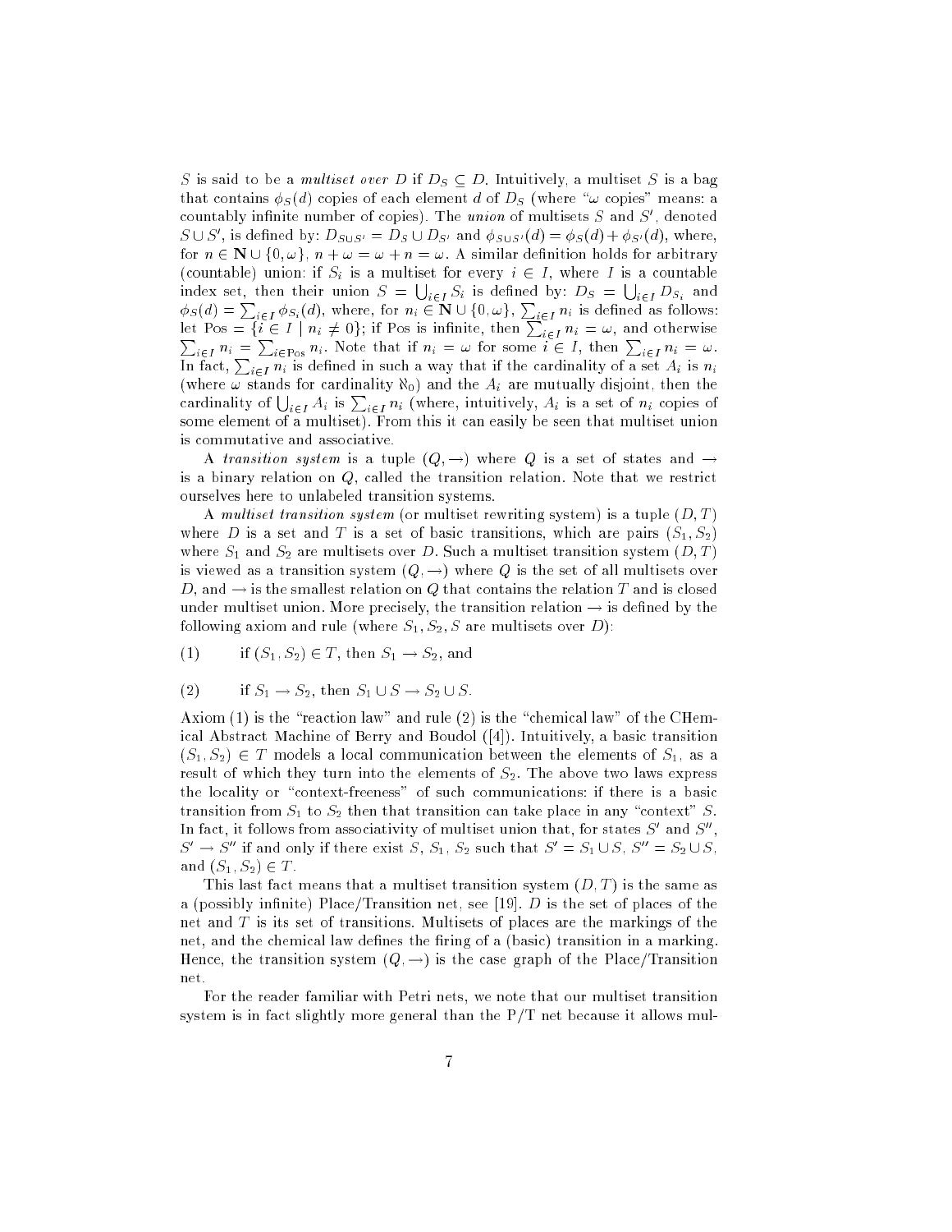$S$ is said to be a *multiset over* $D$ if $D_S \subseteq D$. Intuitively, a multiset $S$ is a bag that contains $\phi_S(d)$ copies of each element $d$ of $D_S$ (where "$\omega$ copies" means: a countably infinite number of copies). The *union* of multisets $S$ and $S'$, denoted $S \cup S'$, is defined by: $D_{S \cup S'} = D_S \cup D_{S'}$ and $\phi_{S \cup S'}(d) = \phi_S(d) + \phi_{S'}(d)$, where, for $n \in \mathbf{N} \cup \{0, \omega\}$, $n + \omega = \omega + n = \omega$. A similar definition holds for arbitrary (countable) union: if $S_i$ is a multiset for every $i \in I$, where $I$ is a countable index set, then their union $S = \bigcup_{i \in I} S_i$ is defined by: $D_S = \bigcup_{i \in I} D_{S_i}$ and $\phi_S(d) = \sum_{i \in I} \phi_{S_i}(d)$, where, for $n_i \in \mathbf{N} \cup \{0, \omega\}$, $\sum_{i \in I} n_i$ is defined as follows: let $\mathrm{Pos} = \{i \in I \mid n_i \neq 0\}$; if Pos is infinite, then $\sum_{i \in I} n_i = \omega$, and otherwise $\sum_{i \in I} n_i = \sum_{i \in \mathrm{Pos}} n_i$. Note that if $n_i = \omega$ for some $i \in I$, then $\sum_{i \in I} n_i = \omega$. In fact, $\sum_{i \in I} n_i$ is defined in such a way that if the cardinality of a set $A_i$ is $n_i$ (where $\omega$ stands for cardinality $\aleph_0$) and the $A_i$ are mutually disjoint, then the cardinality of $\bigcup_{i \in I} A_i$ is $\sum_{i \in I} n_i$ (where, intuitively, $A_i$ is a set of $n_i$ copies of some element of a multiset). From this it can easily be seen that multiset union is commutative and associative.

A *transition system* is a tuple $(Q, \rightarrow)$ where $Q$ is a set of states and $\rightarrow$ is a binary relation on $Q$, called the transition relation. Note that we restrict ourselves here to unlabeled transition systems.

A *multiset transition system* (or multiset rewriting system) is a tuple $(D, T)$ where $D$ is a set and $T$ is a set of basic transitions, which are pairs $(S_1, S_2)$ where $S_1$ and $S_2$ are multisets over $D$. Such a multiset transition system $(D, T)$ is viewed as a transition system $(Q, \rightarrow)$ where $Q$ is the set of all multisets over $D$, and $\rightarrow$ is the smallest relation on $Q$ that contains the relation $T$ and is closed under multiset union. More precisely, the transition relation $\rightarrow$ is defined by the following axiom and rule (where $S_1, S_2, S$ are multisets over $D$):

(1) if $(S_1, S_2) \in T$, then $S_1 \rightarrow S_2$, and

(2) if $S_1 \rightarrow S_2$, then $S_1 \cup S \rightarrow S_2 \cup S$.

Axiom (1) is the "reaction law" and rule (2) is the "chemical law" of the CHemical Abstract Machine of Berry and Boudol ([4]). Intuitively, a basic transition $(S_1, S_2) \in T$ models a local communication between the elements of $S_1$, as a result of which they turn into the elements of $S_2$. The above two laws express the locality or "context-freeness" of such communications: if there is a basic transition from $S_1$ to $S_2$ then that transition can take place in any "context" $S$. In fact, it follows from associativity of multiset union that, for states $S'$ and $S''$, $S' \rightarrow S''$ if and only if there exist $S$, $S_1$, $S_2$ such that $S' = S_1 \cup S$, $S'' = S_2 \cup S$, and $(S_1, S_2) \in T$.

This last fact means that a multiset transition system $(D, T)$ is the same as a (possibly infinite) Place/Transition net, see [19]. $D$ is the set of places of the net and $T$ is its set of transitions. Multisets of places are the markings of the net, and the chemical law defines the firing of a (basic) transition in a marking. Hence, the transition system $(Q, \rightarrow)$ is the case graph of the Place/Transition net.

For the reader familiar with Petri nets, we note that our multiset transition system is in fact slightly more general than the P/T net because it allows mul-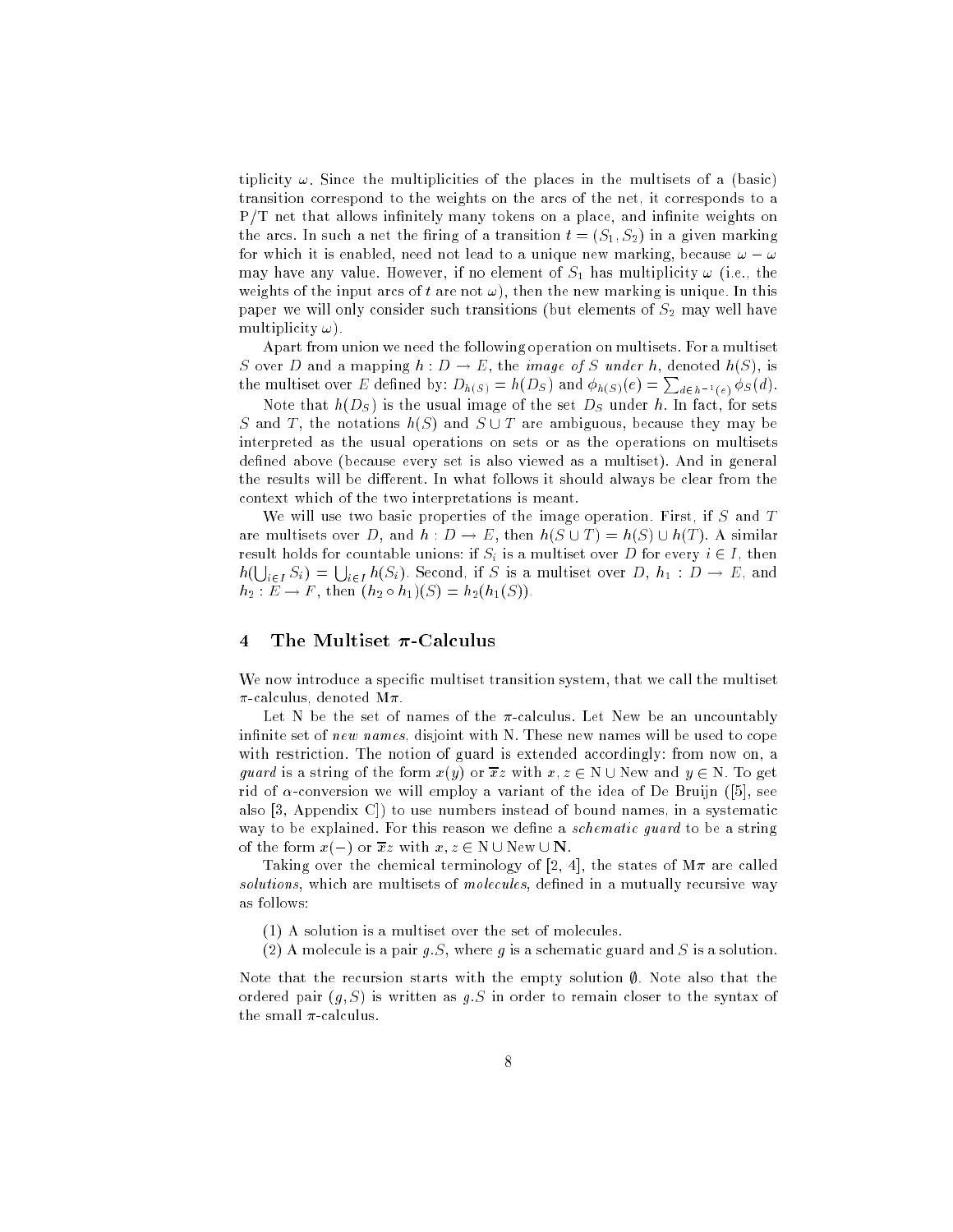tiplicity $\omega$. Since the multiplicities of the places in the multisets of a (basic) transition correspond to the weights on the arcs of the net, it corresponds to a P/T net that allows infinitely many tokens on a place, and infinite weights on the arcs. In such a net the firing of a transition $t = (S_1, S_2)$ in a given marking for which it is enabled, need not lead to a unique new marking, because $\omega - \omega$ may have any value. However, if no element of $S_1$ has multiplicity $\omega$ (i.e., the weights of the input arcs of $t$ are not $\omega$), then the new marking is unique. In this paper we will only consider such transitions (but elements of $S_2$ may well have multiplicity $\omega$).

Apart from union we need the following operation on multisets. For a multiset $S$ over $D$ and a mapping $h : D \to E$, the *image of S under h*, denoted $h(S)$, is the multiset over $E$ defined by: $D_{h(S)} = h(D_S)$ and $\phi_{h(S)}(e) = \sum_{d \in h^{-1}(e)} \phi_S(d)$.

Note that $h(D_S)$ is the usual image of the set $D_S$ under $h$. In fact, for sets $S$ and $T$, the notations $h(S)$ and $S \cup T$ are ambiguous, because they may be interpreted as the usual operations on sets or as the operations on multisets defined above (because every set is also viewed as a multiset). And in general the results will be different. In what follows it should always be clear from the context which of the two interpretations is meant.

We will use two basic properties of the image operation. First, if $S$ and $T$ are multisets over $D$, and $h : D \to E$, then $h(S \cup T) = h(S) \cup h(T)$. A similar result holds for countable unions: if $S_i$ is a multiset over $D$ for every $i \in I$, then $h(\bigcup_{i \in I} S_i) = \bigcup_{i \in I} h(S_i)$. Second, if $S$ is a multiset over $D$, $h_1 : D \to E$, and $h_2 : E \to F$, then $(h_2 \circ h_1)(S) = h_2(h_1(S))$.

## 4 The Multiset $\pi$-Calculus

We now introduce a specific multiset transition system, that we call the multiset $\pi$-calculus, denoted M$\pi$.

Let N be the set of names of the $\pi$-calculus. Let New be an uncountably infinite set of *new names*, disjoint with N. These new names will be used to cope with restriction. The notion of guard is extended accordingly: from now on, a *guard* is a string of the form $x(y)$ or $\overline{x}z$ with $x, z \in \mathrm{N} \cup \mathrm{New}$ and $y \in \mathrm{N}$. To get rid of $\alpha$-conversion we will employ a variant of the idea of De Bruijn ([5], see also [3, Appendix C]) to use numbers instead of bound names, in a systematic way to be explained. For this reason we define a *schematic guard* to be a string of the form $x(-)$ or $\overline{x}z$ with $x, z \in \mathrm{N} \cup \mathrm{New} \cup \mathbf{N}$.

Taking over the chemical terminology of [2, 4], the states of M$\pi$ are called *solutions*, which are multisets of *molecules*, defined in a mutually recursive way as follows:

(1) A solution is a multiset over the set of molecules.

(2) A molecule is a pair $g.S$, where $g$ is a schematic guard and $S$ is a solution.

Note that the recursion starts with the empty solution $\emptyset$. Note also that the ordered pair $(g, S)$ is written as $g.S$ in order to remain closer to the syntax of the small $\pi$-calculus.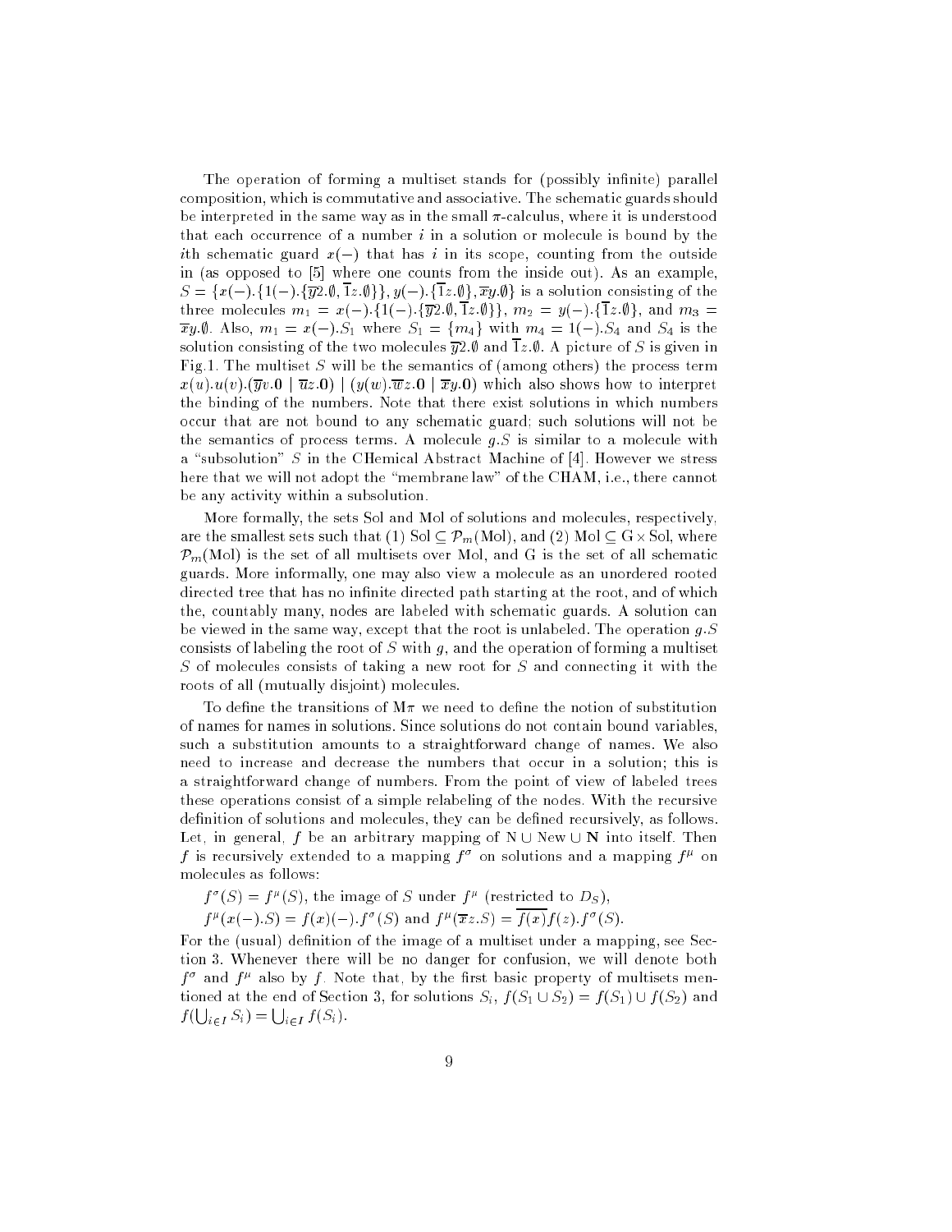The operation of forming a multiset stands for (possibly infinite) parallel composition, which is commutative and associative. The schematic guards should be interpreted in the same way as in the small $\pi$-calculus, where it is understood that each occurrence of a number $i$ in a solution or molecule is bound by the $i$th schematic guard $x(-)$ that has $i$ in its scope, counting from the outside in (as opposed to [5] where one counts from the inside out). As an example, $S = \{x(-).\{1(-).\{\overline{y}2.\emptyset, \overline{1}z.\emptyset\}\}, y(-).\{\overline{1}z.\emptyset\}, \overline{x}y.\emptyset\}$ is a solution consisting of the three molecules $m_1 = x(-).\{1(-).\{\overline{y}2.\emptyset, \overline{1}z.\emptyset\}\}$, $m_2 = y(-).\{\overline{1}z.\emptyset\}$, and $m_3 = \overline{x}y.\emptyset$. Also, $m_1 = x(-).S_1$ where $S_1 = \{m_4\}$ with $m_4 = 1(-).S_4$ and $S_4$ is the solution consisting of the two molecules $\overline{y}2.\emptyset$ and $\overline{1}z.\emptyset$. A picture of $S$ is given in Fig.1. The multiset $S$ will be the semantics of (among others) the process term $x(u).u(v).(\overline{y}v.\mathbf{0} \mid \overline{u}z.\mathbf{0}) \mid (y(w).\overline{w}z.\mathbf{0} \mid \overline{x}y.\mathbf{0})$ which also shows how to interpret the binding of the numbers. Note that there exist solutions in which numbers occur that are not bound to any schematic guard; such solutions will not be the semantics of process terms. A molecule $g.S$ is similar to a molecule with a "subsolution" $S$ in the CHemical Abstract Machine of [4]. However we stress here that we will not adopt the "membrane law" of the CHAM, i.e., there cannot be any activity within a subsolution.

More formally, the sets Sol and Mol of solutions and molecules, respectively, are the smallest sets such that (1) $\mathrm{Sol} \subseteq \mathcal{P}_m(\mathrm{Mol})$, and (2) $\mathrm{Mol} \subseteq \mathrm{G} \times \mathrm{Sol}$, where $\mathcal{P}_m(\mathrm{Mol})$ is the set of all multisets over Mol, and G is the set of all schematic guards. More informally, one may also view a molecule as an unordered rooted directed tree that has no infinite directed path starting at the root, and of which the, countably many, nodes are labeled with schematic guards. A solution can be viewed in the same way, except that the root is unlabeled. The operation $g.S$ consists of labeling the root of $S$ with $g$, and the operation of forming a multiset $S$ of molecules consists of taking a new root for $S$ and connecting it with the roots of all (mutually disjoint) molecules.

To define the transitions of $\mathrm{M}\pi$ we need to define the notion of substitution of names for names in solutions. Since solutions do not contain bound variables, such a substitution amounts to a straightforward change of names. We also need to increase and decrease the numbers that occur in a solution; this is a straightforward change of numbers. From the point of view of labeled trees these operations consist of a simple relabeling of the nodes. With the recursive definition of solutions and molecules, they can be defined recursively, as follows. Let, in general, $f$ be an arbitrary mapping of $\mathrm{N} \cup \mathrm{New} \cup \mathbf{N}$ into itself. Then $f$ is recursively extended to a mapping $f^\sigma$ on solutions and a mapping $f^\mu$ on molecules as follows:

$f^\sigma(S) = f^\mu(S)$, the image of $S$ under $f^\mu$ (restricted to $D_S$),

$f^\mu(x(-).S) = f(x)(-).f^\sigma(S)$ and $f^\mu(\overline{x}z.S) = \overline{f(x)}f(z).f^\sigma(S)$.

For the (usual) definition of the image of a multiset under a mapping, see Section 3. Whenever there will be no danger for confusion, we will denote both $f^\sigma$ and $f^\mu$ also by $f$. Note that, by the first basic property of multisets mentioned at the end of Section 3, for solutions $S_i$, $f(S_1 \cup S_2) = f(S_1) \cup f(S_2)$ and $f(\bigcup_{i \in I} S_i) = \bigcup_{i \in I} f(S_i)$.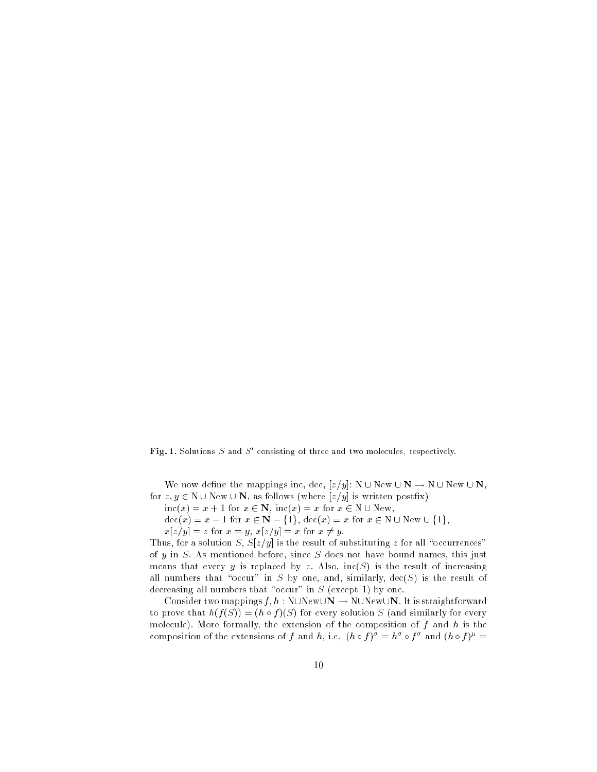**Fig. 1.** Solutions $S$ and $S'$ consisting of three and two molecules, respectively.

We now define the mappings inc, dec, $[z/y]$: $\mathrm{N} \cup \mathrm{New} \cup \mathbf{N} \to \mathrm{N} \cup \mathrm{New} \cup \mathbf{N}$, for $z, y \in \mathrm{N} \cup \mathrm{New} \cup \mathbf{N}$, as follows (where $[z/y]$ is written postfix):

$\mathrm{inc}(x) = x + 1$ for $x \in \mathbf{N}$, $\mathrm{inc}(x) = x$ for $x \in \mathrm{N} \cup \mathrm{New}$,

$\mathrm{dec}(x) = x - 1$ for $x \in \mathbf{N} - \{1\}$, $\mathrm{dec}(x) = x$ for $x \in \mathrm{N} \cup \mathrm{New} \cup \{1\}$,

$x[z/y] = z$ for $x = y$, $x[z/y] = x$ for $x \neq y$.

Thus, for a solution $S$, $S[z/y]$ is the result of substituting $z$ for all "occurrences" of $y$ in $S$. As mentioned before, since $S$ does not have bound names, this just means that every $y$ is replaced by $z$. Also, $\mathrm{inc}(S)$ is the result of increasing all numbers that "occur" in $S$ by one, and, similarly, $\mathrm{dec}(S)$ is the result of decreasing all numbers that "occur" in $S$ (except 1) by one.

Consider two mappings $f, h : \mathrm{N} \cup \mathrm{New} \cup \mathbf{N} \to \mathrm{N} \cup \mathrm{New} \cup \mathbf{N}$. It is straightforward to prove that $h(f(S)) = (h \circ f)(S)$ for every solution $S$ (and similarly for every molecule). More formally, the extension of the composition of $f$ and $h$ is the composition of the extensions of $f$ and $h$, i.e., $(h \circ f)^{\sigma} = h^{\sigma} \circ f^{\sigma}$ and $(h \circ f)^{\mu} =$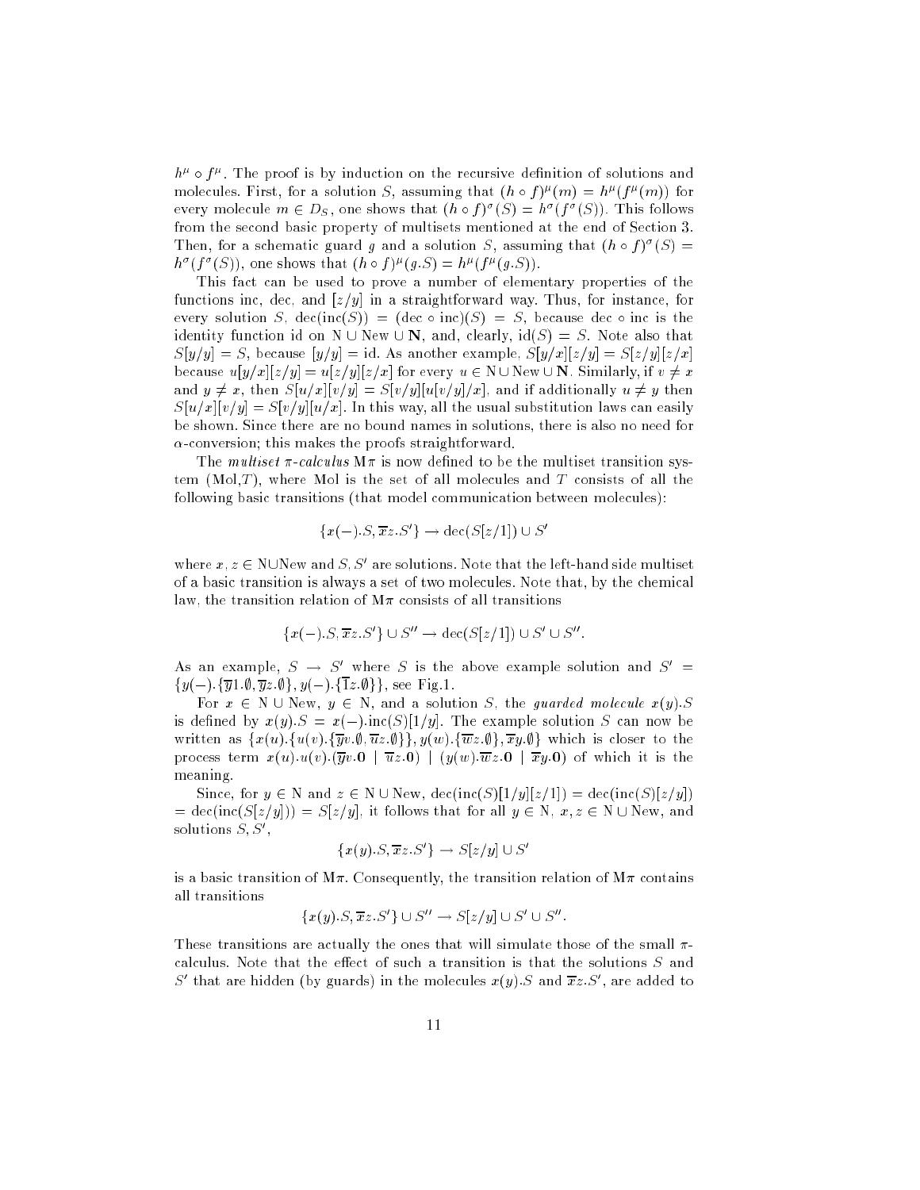$h^\mu \circ f^\mu$. The proof is by induction on the recursive definition of solutions and molecules. First, for a solution $S$, assuming that $(h \circ f)^\mu(m) = h^\mu(f^\mu(m))$ for every molecule $m \in D_S$, one shows that $(h \circ f)^\sigma(S) = h^\sigma(f^\sigma(S))$. This follows from the second basic property of multisets mentioned at the end of Section 3. Then, for a schematic guard $g$ and a solution $S$, assuming that $(h \circ f)^\sigma(S) = h^\sigma(f^\sigma(S))$, one shows that $(h \circ f)^\mu(g.S) = h^\mu(f^\mu(g.S))$.

This fact can be used to prove a number of elementary properties of the functions inc, dec, and $[z/y]$ in a straightforward way. Thus, for instance, for every solution $S$, $\mathrm{dec}(\mathrm{inc}(S)) = (\mathrm{dec} \circ \mathrm{inc})(S) = S$, because $\mathrm{dec} \circ \mathrm{inc}$ is the identity function id on $\mathrm{N} \cup \mathrm{New} \cup \mathbf{N}$, and, clearly, $\mathrm{id}(S) = S$. Note also that $S[y/y] = S$, because $[y/y] = \mathrm{id}$. As another example, $S[y/x][z/y] = S[z/y][z/x]$ because $u[y/x][z/y] = u[z/y][z/x]$ for every $u \in \mathrm{N} \cup \mathrm{New} \cup \mathbf{N}$. Similarly, if $v \neq x$ and $y \neq x$, then $S[u/x][v/y] = S[v/y][u[v/y]/x]$, and if additionally $u \neq y$ then $S[u/x][v/y] = S[v/y][u/x]$. In this way, all the usual substitution laws can easily be shown. Since there are no bound names in solutions, there is also no need for $\alpha$-conversion; this makes the proofs straightforward.

The *multiset $\pi$-calculus* $\mathrm{M}\pi$ is now defined to be the multiset transition system $(\mathrm{Mol}, T)$, where Mol is the set of all molecules and $T$ consists of all the following basic transitions (that model communication between molecules):

$$\{x(-).S, \overline{x}z.S'\} \to \mathrm{dec}(S[z/1]) \cup S'$$

where $x, z \in \mathrm{N} \cup \mathrm{New}$ and $S, S'$ are solutions. Note that the left-hand side multiset of a basic transition is always a set of two molecules. Note that, by the chemical law, the transition relation of $\mathrm{M}\pi$ consists of all transitions

$$\{x(-).S, \overline{x}z.S'\} \cup S'' \to \mathrm{dec}(S[z/1]) \cup S' \cup S''.$$

As an example, $S \to S'$ where $S$ is the above example solution and $S' = \{y(-).\{\overline{y}1.\emptyset, \overline{y}z.\emptyset\}, y(-).\{\overline{1}z.\emptyset\}\}$, see Fig.1.

For $x \in \mathrm{N} \cup \mathrm{New}$, $y \in \mathrm{N}$, and a solution $S$, the *guarded molecule* $x(y).S$ is defined by $x(y).S = x(-).\mathrm{inc}(S)[1/y]$. The example solution $S$ can now be written as $\{x(u).\{u(v).\{\overline{y}v.\emptyset, \overline{u}z.\emptyset\}\}, y(w).\{\overline{w}z.\emptyset\}, \overline{x}y.\emptyset\}$ which is closer to the process term $x(u).u(v).(\overline{y}v.\mathbf{0} \mid \overline{u}z.\mathbf{0}) \mid (y(w).\overline{w}z.\mathbf{0} \mid \overline{x}y.\mathbf{0})$ of which it is the meaning.

Since, for $y \in \mathrm{N}$ and $z \in \mathrm{N} \cup \mathrm{New}$, $\mathrm{dec}(\mathrm{inc}(S)[1/y][z/1]) = \mathrm{dec}(\mathrm{inc}(S)[z/y])$ $= \mathrm{dec}(\mathrm{inc}(S[z/y])) = S[z/y]$, it follows that for all $y \in \mathrm{N}$, $x, z \in \mathrm{N} \cup \mathrm{New}$, and solutions $S, S'$,

$$\{x(y).S, \overline{x}z.S'\} \to S[z/y] \cup S'$$

is a basic transition of $\mathrm{M}\pi$. Consequently, the transition relation of $\mathrm{M}\pi$ contains all transitions

$$\{x(y).S, \overline{x}z.S'\} \cup S'' \to S[z/y] \cup S' \cup S''.$$

These transitions are actually the ones that will simulate those of the small $\pi$-calculus. Note that the effect of such a transition is that the solutions $S$ and $S'$ that are hidden (by guards) in the molecules $x(y).S$ and $\overline{x}z.S'$, are added to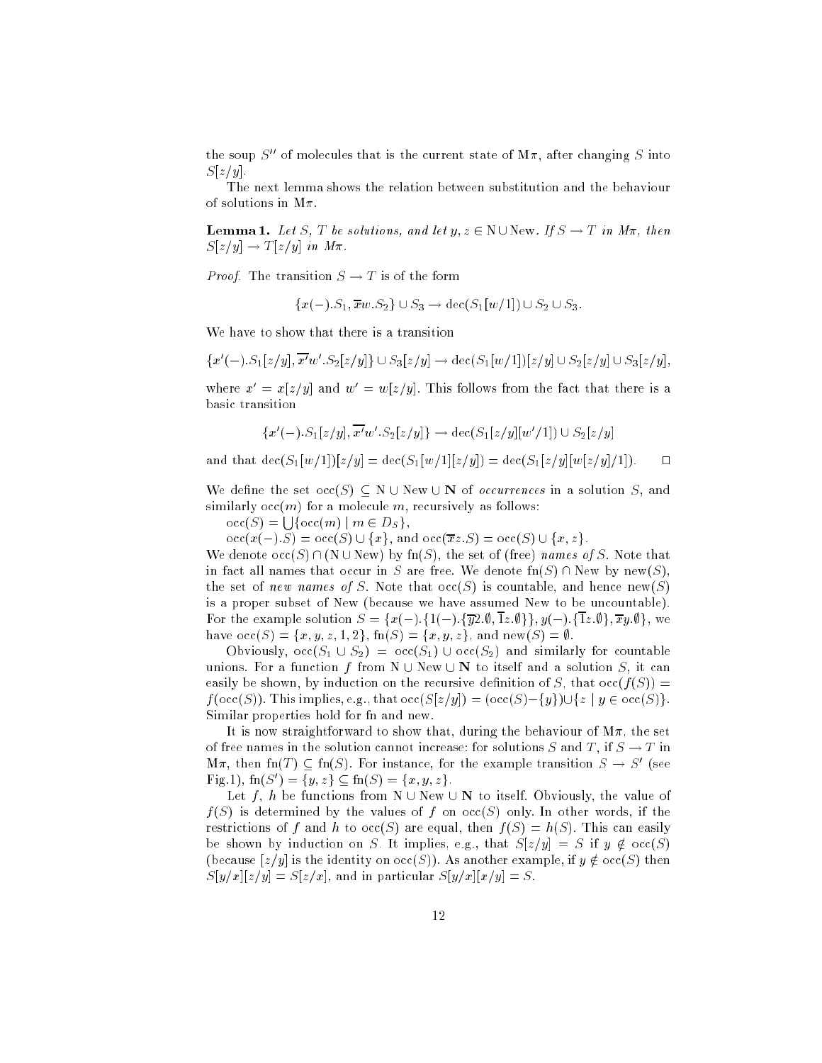the soup $S''$ of molecules that is the current state of $\mathrm{M}\pi$, after changing $S$ into $S[z/y]$.

The next lemma shows the relation between substitution and the behaviour of solutions in $\mathrm{M}\pi$.

**Lemma 1.** *Let $S$, $T$ be solutions, and let $y, z \in \mathrm{N} \cup \mathrm{New}$. If $S \to T$ in $M\pi$, then $S[z/y] \to T[z/y]$ in $M\pi$.*

*Proof.* The transition $S \to T$ is of the form

$$\{x(-).S_1, \overline{x}w.S_2\} \cup S_3 \to \mathrm{dec}(S_1[w/1]) \cup S_2 \cup S_3.$$

We have to show that there is a transition

$$\{x'(-).S_1[z/y], \overline{x'}w'.S_2[z/y]\} \cup S_3[z/y] \to \mathrm{dec}(S_1[w/1])[z/y] \cup S_2[z/y] \cup S_3[z/y],$$

where $x' = x[z/y]$ and $w' = w[z/y]$. This follows from the fact that there is a basic transition

$$\{x'(-).S_1[z/y], \overline{x'}w'.S_2[z/y]\} \to \mathrm{dec}(S_1[z/y][w'/1]) \cup S_2[z/y]$$

and that $\mathrm{dec}(S_1[w/1])[z/y] = \mathrm{dec}(S_1[w/1][z/y]) = \mathrm{dec}(S_1[z/y][w[z/y]/1])$. $\square$

We define the set $\mathrm{occ}(S) \subseteq \mathrm{N} \cup \mathrm{New} \cup \mathbf{N}$ of *occurrences* in a solution $S$, and similarly $\mathrm{occ}(m)$ for a molecule $m$, recursively as follows:

$\mathrm{occ}(S) = \bigcup\{\mathrm{occ}(m) \mid m \in D_S\}$,

$\mathrm{occ}(x(-).S) = \mathrm{occ}(S) \cup \{x\}$, and $\mathrm{occ}(\overline{x}z.S) = \mathrm{occ}(S) \cup \{x, z\}$.

We denote $\mathrm{occ}(S) \cap (\mathrm{N} \cup \mathrm{New})$ by $\mathrm{fn}(S)$, the set of (free) *names of* $S$. Note that in fact all names that occur in $S$ are free. We denote $\mathrm{fn}(S) \cap \mathrm{New}$ by $\mathrm{new}(S)$, the set of *new names of* $S$. Note that $\mathrm{occ}(S)$ is countable, and hence $\mathrm{new}(S)$ is a proper subset of New (because we have assumed New to be uncountable). For the example solution $S = \{x(-).\{1(-).\{\overline{y}2.\emptyset, \overline{1}z.\emptyset\}\}, y(-).\{\overline{1}z.\emptyset\}, \overline{x}y.\emptyset\}$, we have $\mathrm{occ}(S) = \{x, y, z, 1, 2\}$, $\mathrm{fn}(S) = \{x, y, z\}$, and $\mathrm{new}(S) = \emptyset$.

Obviously, $\mathrm{occ}(S_1 \cup S_2) = \mathrm{occ}(S_1) \cup \mathrm{occ}(S_2)$ and similarly for countable unions. For a function $f$ from $\mathrm{N} \cup \mathrm{New} \cup \mathbf{N}$ to itself and a solution $S$, it can easily be shown, by induction on the recursive definition of $S$, that $\mathrm{occ}(f(S)) = f(\mathrm{occ}(S))$. This implies, e.g., that $\mathrm{occ}(S[z/y]) = (\mathrm{occ}(S) - \{y\}) \cup \{z \mid y \in \mathrm{occ}(S)\}$. Similar properties hold for fn and new.

It is now straightforward to show that, during the behaviour of $\mathrm{M}\pi$, the set of free names in the solution cannot increase: for solutions $S$ and $T$, if $S \to T$ in $\mathrm{M}\pi$, then $\mathrm{fn}(T) \subseteq \mathrm{fn}(S)$. For instance, for the example transition $S \to S'$ (see Fig.1), $\mathrm{fn}(S') = \{y, z\} \subseteq \mathrm{fn}(S) = \{x, y, z\}$.

Let $f$, $h$ be functions from $\mathrm{N} \cup \mathrm{New} \cup \mathbf{N}$ to itself. Obviously, the value of $f(S)$ is determined by the values of $f$ on $\mathrm{occ}(S)$ only. In other words, if the restrictions of $f$ and $h$ to $\mathrm{occ}(S)$ are equal, then $f(S) = h(S)$. This can easily be shown by induction on $S$. It implies, e.g., that $S[z/y] = S$ if $y \notin \mathrm{occ}(S)$ (because $[z/y]$ is the identity on $\mathrm{occ}(S)$). As another example, if $y \notin \mathrm{occ}(S)$ then $S[y/x][z/y] = S[z/x]$, and in particular $S[y/x][x/y] = S$.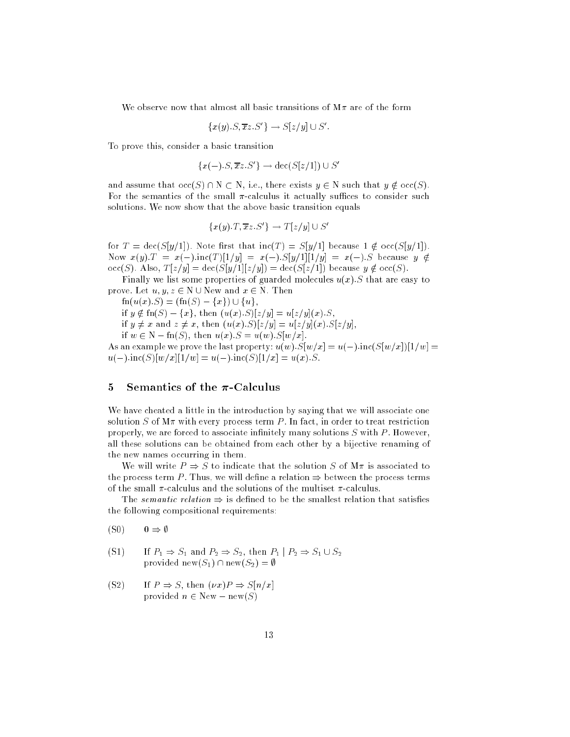We observe now that almost all basic transitions of M$\pi$ are of the form

$$\{x(y).S, \overline{x}z.S'\} \rightarrow S[z/y] \cup S'.$$

To prove this, consider a basic transition

$$\{x(-).S, \overline{x}z.S'\} \rightarrow \mathrm{dec}(S[z/1]) \cup S'$$

and assume that $\mathrm{occ}(S) \cap \mathrm{N} \subset \mathrm{N}$, i.e., there exists $y \in \mathrm{N}$ such that $y \notin \mathrm{occ}(S)$. For the semantics of the small $\pi$-calculus it actually suffices to consider such solutions. We now show that the above basic transition equals

$$\{x(y).T, \overline{x}z.S'\} \rightarrow T[z/y] \cup S'$$

for $T = \mathrm{dec}(S[y/1])$. Note first that $\mathrm{inc}(T) = S[y/1]$ because $1 \notin \mathrm{occ}(S[y/1])$. Now $x(y).T = x(-).\mathrm{inc}(T)[1/y] = x(-).S[y/1][1/y] = x(-).S$ because $y \notin \mathrm{occ}(S)$. Also, $T[z/y] = \mathrm{dec}(S[y/1][z/y]) = \mathrm{dec}(S[z/1])$ because $y \notin \mathrm{occ}(S)$.

Finally we list some properties of guarded molecules $u(x).S$ that are easy to prove. Let $u, y, z \in \mathrm{N} \cup \mathrm{New}$ and $x \in \mathrm{N}$. Then

$\mathrm{fn}(u(x).S) = (\mathrm{fn}(S) - \{x\}) \cup \{u\}$,

if $y \notin \mathrm{fn}(S) - \{x\}$, then $(u(x).S)[z/y] = u[z/y](x).S$,

if $y \neq x$ and $z \neq x$, then $(u(x).S)[z/y] = u[z/y](x).S[z/y]$,

if $w \in \mathrm{N} - \mathrm{fn}(S)$, then $u(x).S = u(w).S[w/x]$.

As an example we prove the last property: $u(w).S[w/x] = u(-).\mathrm{inc}(S[w/x])[1/w] = u(-).\mathrm{inc}(S)[w/x][1/w] = u(-).\mathrm{inc}(S)[1/x] = u(x).S$.

## 5 Semantics of the $\pi$-Calculus

We have cheated a little in the introduction by saying that we will associate one solution $S$ of M$\pi$ with every process term $P$. In fact, in order to treat restriction properly, we are forced to associate infinitely many solutions $S$ with $P$. However, all these solutions can be obtained from each other by a bijective renaming of the new names occurring in them.

We will write $P \Rightarrow S$ to indicate that the solution $S$ of M$\pi$ is associated to the process term $P$. Thus, we will define a relation $\Rightarrow$ between the process terms of the small $\pi$-calculus and the solutions of the multiset $\pi$-calculus.

The *semantic relation* $\Rightarrow$ is defined to be the smallest relation that satisfies the following compositional requirements:

(S0) $\quad \mathbf{0} \Rightarrow \emptyset$

(S1) $\quad$ If $P_1 \Rightarrow S_1$ and $P_2 \Rightarrow S_2$, then $P_1 \mid P_2 \Rightarrow S_1 \cup S_2$ provided $\mathrm{new}(S_1) \cap \mathrm{new}(S_2) = \emptyset$

(S2) $\quad$ If $P \Rightarrow S$, then $(\nu x)P \Rightarrow S[n/x]$ provided $n \in \mathrm{New} - \mathrm{new}(S)$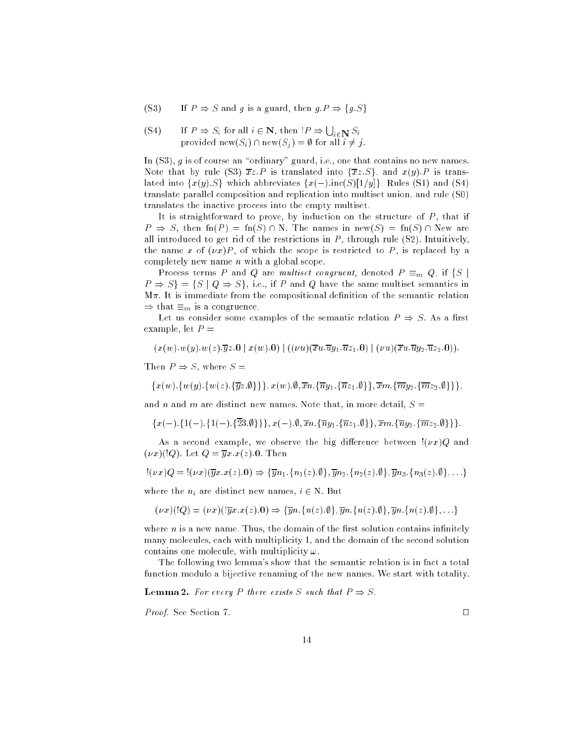(S3) If $P \Rightarrow S$ and $g$ is a guard, then $g.P \Rightarrow \{g.S\}$

(S4) If $P \Rightarrow S_i$ for all $i \in \mathbf{N}$, then $!P \Rightarrow \bigcup_{i \in \mathbf{N}} S_i$ provided $\mathrm{new}(S_i) \cap \mathrm{new}(S_j) = \emptyset$ for all $i \neq j$.

In (S3), $g$ is of course an "ordinary" guard, i.e., one that contains no new names. Note that by rule (S3) $\overline{x}z.P$ is translated into $\{\overline{x}z.S\}$, and $x(y).P$ is translated into $\{x(y).S\}$ which abbreviates $\{x(-).\mathrm{inc}(S)[1/y]\}$. Rules (S1) and (S4) translate parallel composition and replication into multiset union, and rule (S0) translates the inactive process into the empty multiset.

It is straightforward to prove, by induction on the structure of $P$, that if $P \Rightarrow S$, then $\mathrm{fn}(P) = \mathrm{fn}(S) \cap \mathrm{N}$. The names in $\mathrm{new}(S) = \mathrm{fn}(S) \cap \mathrm{New}$ are all introduced to get rid of the restrictions in $P$, through rule (S2). Intuitively, the name $x$ of $(\nu x)P$, of which the scope is restricted to $P$, is replaced by a completely new name $n$ with a global scope.

Process terms $P$ and $Q$ are *multiset congruent*, denoted $P \equiv_m Q$, if $\{S \mid P \Rightarrow S\} = \{S \mid Q \Rightarrow S\}$, i.e., if $P$ and $Q$ have the same multiset semantics in $\mathrm{M}\pi$. It is immediate from the compositional definition of the semantic relation $\Rightarrow$ that $\equiv_m$ is a congruence.

Let us consider some examples of the semantic relation $P \Rightarrow S$. As a first example, let $P =$

$$(x(w).w(y).w(z).\overline{y}z.\mathbf{0} \mid x(w).\mathbf{0}) \mid ((\nu u)(\overline{x}u.\overline{u}y_1.\overline{u}z_1.\mathbf{0}) \mid (\nu u)(\overline{x}u.\overline{u}y_2.\overline{u}z_2.\mathbf{0})).$$

Then $P \Rightarrow S$, where $S =$

$$\{x(w).\{w(y).\{w(z).\{\overline{y}z.\emptyset\}\}\}, x(w).\emptyset, \overline{x}n.\{\overline{n}y_1.\{\overline{n}z_1.\emptyset\}\}, \overline{x}m.\{\overline{m}y_2.\{\overline{m}z_2.\emptyset\}\}\},$$

and $n$ and $m$ are distinct new names. Note that, in more detail, $S =$

$$\{x(-).\{1(-).\{1(-).\{\overline{2}3.\emptyset\}\}\}, x(-).\emptyset, \overline{x}n.\{\overline{n}y_1.\{\overline{n}z_1.\emptyset\}\}, \overline{x}m.\{\overline{m}y_2.\{\overline{m}z_2.\emptyset\}\}\}.$$

As a second example, we observe the big difference between $!(\nu x)Q$ and $(\nu x)(!Q)$. Let $Q = \overline{y}x.x(z).\mathbf{0}$. Then

$$!(\nu x)Q = !(\nu x)(\overline{y}x.x(z).\mathbf{0}) \Rightarrow \{\overline{y}n_1.\{n_1(z).\emptyset\}, \overline{y}n_2.\{n_2(z).\emptyset\}, \overline{y}n_3.\{n_3(z).\emptyset\}, \ldots\}$$

where the $n_i$ are distinct new names, $i \in \mathrm{N}$. But

$$(\nu x)(!Q) = (\nu x)(!\overline{y}x.x(z).\mathbf{0}) \Rightarrow \{\overline{y}n.\{n(z).\emptyset\}, \overline{y}n.\{n(z).\emptyset\}, \overline{y}n.\{n(z).\emptyset\}, \ldots\}$$

where $n$ is a new name. Thus, the domain of the first solution contains infinitely many molecules, each with multiplicity 1, and the domain of the second solution contains one molecule, with multiplicity $\omega$.

The following two lemma's show that the semantic relation is in fact a total function modulo a bijective renaming of the new names. We start with totality.

**Lemma 2.** *For every $P$ there exists $S$ such that $P \Rightarrow S$.*

*Proof.* See Section 7. □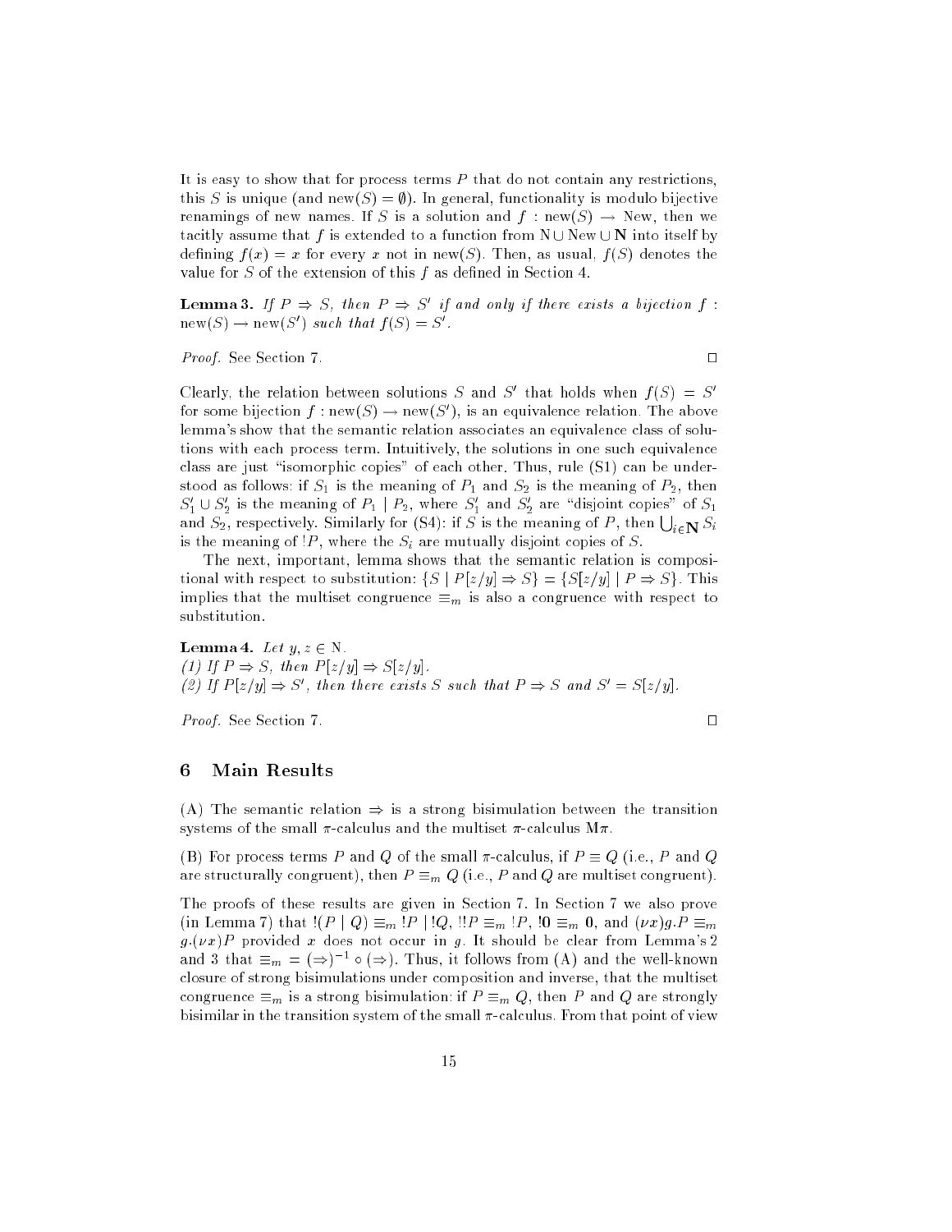It is easy to show that for process terms $P$ that do not contain any restrictions, this $S$ is unique (and $\mathrm{new}(S) = \emptyset$). In general, functionality is modulo bijective renamings of new names. If $S$ is a solution and $f : \mathrm{new}(S) \to \mathrm{New}$, then we tacitly assume that $f$ is extended to a function from $\mathrm{N} \cup \mathrm{New} \cup \mathbf{N}$ into itself by defining $f(x) = x$ for every $x$ not in $\mathrm{new}(S)$. Then, as usual, $f(S)$ denotes the value for $S$ of the extension of this $f$ as defined in Section 4.

**Lemma 3.** *If $P \Rightarrow S$, then $P \Rightarrow S'$ if and only if there exists a bijection $f : \mathrm{new}(S) \to \mathrm{new}(S')$ such that $f(S) = S'$.*

*Proof.* See Section 7. □

Clearly, the relation between solutions $S$ and $S'$ that holds when $f(S) = S'$ for some bijection $f : \mathrm{new}(S) \to \mathrm{new}(S')$, is an equivalence relation. The above lemma's show that the semantic relation associates an equivalence class of solutions with each process term. Intuitively, the solutions in one such equivalence class are just "isomorphic copies" of each other. Thus, rule (S1) can be understood as follows: if $S_1$ is the meaning of $P_1$ and $S_2$ is the meaning of $P_2$, then $S_1' \cup S_2'$ is the meaning of $P_1 \mid P_2$, where $S_1'$ and $S_2'$ are "disjoint copies" of $S_1$ and $S_2$, respectively. Similarly for (S4): if $S$ is the meaning of $P$, then $\bigcup_{i \in \mathbf{N}} S_i$ is the meaning of $!P$, where the $S_i$ are mutually disjoint copies of $S$.

The next, important, lemma shows that the semantic relation is compositional with respect to substitution: $\{S \mid P[z/y] \Rightarrow S\} = \{S[z/y] \mid P \Rightarrow S\}$. This implies that the multiset congruence $\equiv_m$ is also a congruence with respect to substitution.

**Lemma 4.** *Let $y, z \in \mathrm{N}$.*
*(1) If $P \Rightarrow S$, then $P[z/y] \Rightarrow S[z/y]$.*
*(2) If $P[z/y] \Rightarrow S'$, then there exists $S$ such that $P \Rightarrow S$ and $S' = S[z/y]$.*

*Proof.* See Section 7. □

## 6 Main Results

(A) The semantic relation $\Rightarrow$ is a strong bisimulation between the transition systems of the small $\pi$-calculus and the multiset $\pi$-calculus M$\pi$.

(B) For process terms $P$ and $Q$ of the small $\pi$-calculus, if $P \equiv Q$ (i.e., $P$ and $Q$ are structurally congruent), then $P \equiv_m Q$ (i.e., $P$ and $Q$ are multiset congruent).

The proofs of these results are given in Section 7. In Section 7 we also prove (in Lemma 7) that $!(P \mid Q) \equiv_m \, !P \mid !Q$, $!!P \equiv_m \, !P$, $!\mathbf{0} \equiv_m \mathbf{0}$, and $(\nu x)g.P \equiv_m g.(\nu x)P$ provided $x$ does not occur in $g$. It should be clear from Lemma's 2 and 3 that $\equiv_m = (\Rightarrow)^{-1} \circ (\Rightarrow)$. Thus, it follows from (A) and the well-known closure of strong bisimulations under composition and inverse, that the multiset congruence $\equiv_m$ is a strong bisimulation: if $P \equiv_m Q$, then $P$ and $Q$ are strongly bisimilar in the transition system of the small $\pi$-calculus. From that point of view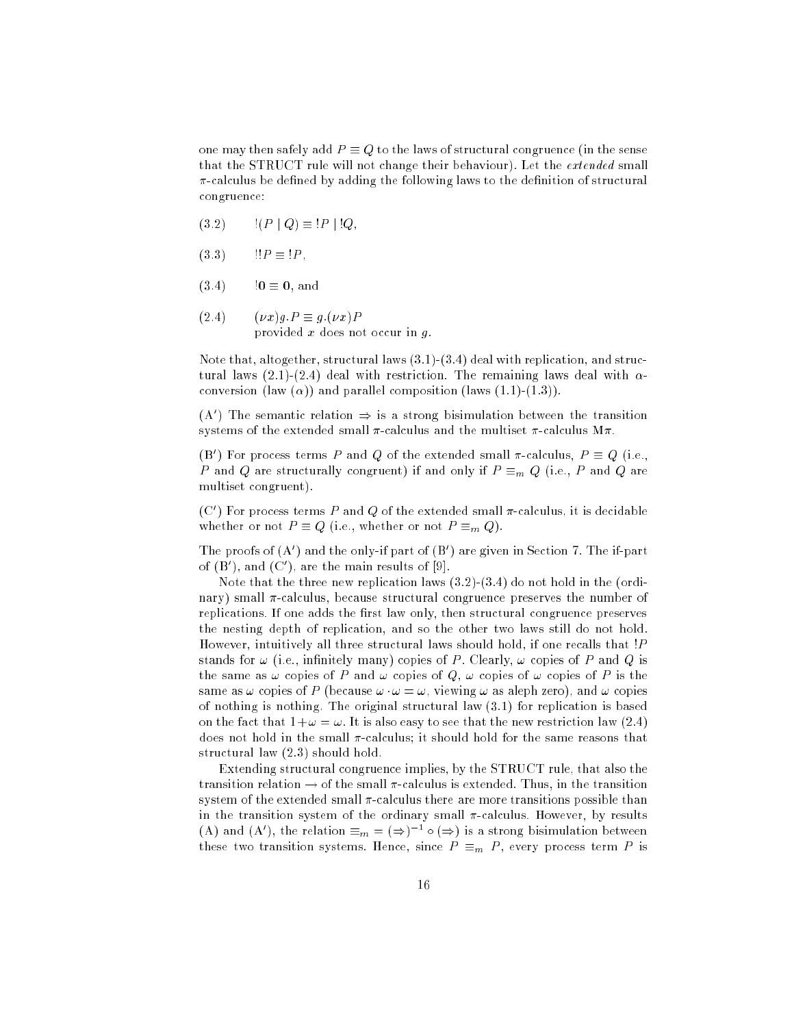one may then safely add $P \equiv Q$ to the laws of structural congruence (in the sense that the STRUCT rule will not change their behaviour). Let the *extended* small $\pi$-calculus be defined by adding the following laws to the definition of structural congruence:

(3.2) $\quad !(P \mid Q) \equiv\, !P \mid !Q$,

(3.3) $\quad !!P \equiv\, !P$,

(3.4) $\quad !\mathbf{0} \equiv \mathbf{0}$, and

(2.4) $\quad (\nu x)g.P \equiv g.(\nu x)P$
provided $x$ does not occur in $g$.

Note that, altogether, structural laws (3.1)-(3.4) deal with replication, and structural laws (2.1)-(2.4) deal with restriction. The remaining laws deal with $\alpha$-conversion (law ($\alpha$)) and parallel composition (laws (1.1)-(1.3)).

(A$'$) The semantic relation $\Rightarrow$ is a strong bisimulation between the transition systems of the extended small $\pi$-calculus and the multiset $\pi$-calculus M$\pi$.

(B$'$) For process terms $P$ and $Q$ of the extended small $\pi$-calculus, $P \equiv Q$ (i.e., $P$ and $Q$ are structurally congruent) if and only if $P \equiv_m Q$ (i.e., $P$ and $Q$ are multiset congruent).

(C$'$) For process terms $P$ and $Q$ of the extended small $\pi$-calculus, it is decidable whether or not $P \equiv Q$ (i.e., whether or not $P \equiv_m Q$).

The proofs of (A$'$) and the only-if part of (B$'$) are given in Section 7. The if-part of (B$'$), and (C$'$), are the main results of [9].

Note that the three new replication laws (3.2)-(3.4) do not hold in the (ordinary) small $\pi$-calculus, because structural congruence preserves the number of replications. If one adds the first law only, then structural congruence preserves the nesting depth of replication, and so the other two laws still do not hold. However, intuitively all three structural laws should hold, if one recalls that $!P$ stands for $\omega$ (i.e., infinitely many) copies of $P$. Clearly, $\omega$ copies of $P$ and $Q$ is the same as $\omega$ copies of $P$ and $\omega$ copies of $Q$, $\omega$ copies of $\omega$ copies of $P$ is the same as $\omega$ copies of $P$ (because $\omega \cdot \omega = \omega$, viewing $\omega$ as aleph zero), and $\omega$ copies of nothing is nothing. The original structural law (3.1) for replication is based on the fact that $1+\omega = \omega$. It is also easy to see that the new restriction law (2.4) does not hold in the small $\pi$-calculus; it should hold for the same reasons that structural law (2.3) should hold.

Extending structural congruence implies, by the STRUCT rule, that also the transition relation $\rightarrow$ of the small $\pi$-calculus is extended. Thus, in the transition system of the extended small $\pi$-calculus there are more transitions possible than in the transition system of the ordinary small $\pi$-calculus. However, by results (A) and (A$'$), the relation $\equiv_m = (\Rightarrow)^{-1} \circ (\Rightarrow)$ is a strong bisimulation between these two transition systems. Hence, since $P \equiv_m P$, every process term $P$ is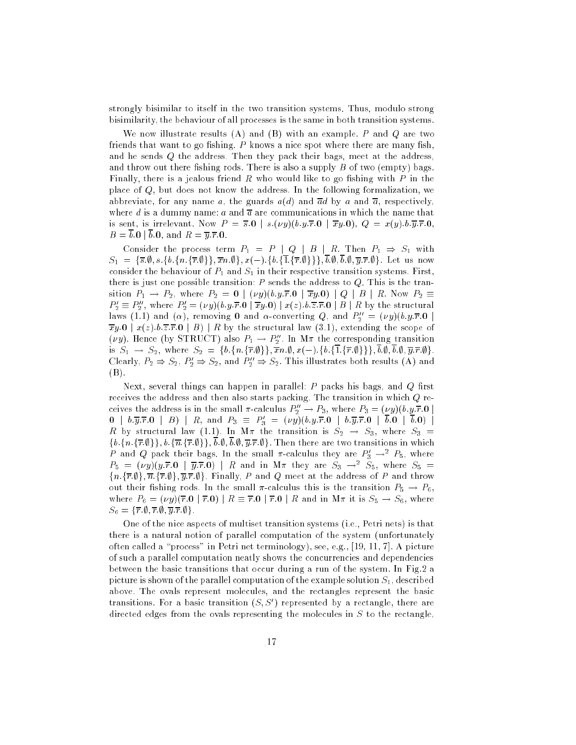strongly bisimilar to itself in the two transition systems. Thus, modulo strong bisimilarity, the behaviour of all processes is the same in both transition systems.

We now illustrate results (A) and (B) with an example. $P$ and $Q$ are two friends that want to go fishing. $P$ knows a nice spot where there are many fish, and he sends $Q$ the address. Then they pack their bags, meet at the address, and throw out there fishing rods. There is also a supply $B$ of two (empty) bags. Finally, there is a jealous friend $R$ who would like to go fishing with $P$ in the place of $Q$, but does not know the address. In the following formalization, we abbreviate, for any name $a$, the guards $a(d)$ and $\overline{a}d$ by $a$ and $\overline{a}$, respectively, where $d$ is a dummy name: $a$ and $\overline{a}$ are communications in which the name that is sent, is irrelevant. Now $P = \overline{s}.\mathbf{0} \mid s.(\nu y)(b.y.\overline{r}.\mathbf{0} \mid \overline{x}y.\mathbf{0})$, $Q = x(y).b.\overline{y}.\overline{r}.\mathbf{0}$, $B = \overline{b}.\mathbf{0} \mid \overline{b}.\mathbf{0}$, and $R = \overline{y}.\overline{r}.\mathbf{0}$.

Consider the process term $P_1 = P \mid Q \mid B \mid R$. Then $P_1 \Rightarrow S_1$ with $S_1 = \{\overline{s}.\emptyset, s.\{b.\{n.\{\overline{r}.\emptyset\}\}, \overline{x}n.\emptyset\}, x(-).\{b.\{\overline{1}.\{\overline{r}.\emptyset\}\}\}, \overline{b}.\emptyset, \overline{b}.\emptyset, \overline{y}.\overline{r}.\emptyset\}$. Let us now consider the behaviour of $P_1$ and $S_1$ in their respective transition systems. First, there is just one possible transition: $P$ sends the address to $Q$. This is the transition $P_1 \rightarrow P_2$, where $P_2 = \mathbf{0} \mid (\nu y)(b.y.\overline{r}.\mathbf{0} \mid \overline{x}y.\mathbf{0}) \mid Q \mid B \mid R$. Now $P_2 \equiv P_2' \equiv P_2''$, where $P_2' = (\nu y)(b.y.\overline{r}.\mathbf{0} \mid \overline{x}y.\mathbf{0}) \mid x(z).b.\overline{z}.\overline{r}.\mathbf{0} \mid B \mid R$ by the structural laws (1.1) and ($\alpha$), removing $\mathbf{0}$ and $\alpha$-converting $Q$, and $P_2'' = (\nu y)(b.y.\overline{r}.\mathbf{0} \mid \overline{x}y.\mathbf{0} \mid x(z).b.\overline{z}.\overline{r}.\mathbf{0} \mid B) \mid R$ by the structural law (3.1), extending the scope of $(\nu y)$. Hence (by STRUCT) also $P_1 \rightarrow P_2''$. In M$\pi$ the corresponding transition is $S_1 \rightarrow S_2$, where $S_2 = \{b.\{n.\{\overline{r}.\emptyset\}\}, \overline{x}n.\emptyset, x(-).\{b.\{\overline{1}.\{\overline{r}.\emptyset\}\}\}, \overline{b}.\emptyset, \overline{b}.\emptyset, \overline{y}.\overline{r}.\emptyset\}$. Clearly, $P_2 \Rightarrow S_2$, $P_2' \Rightarrow S_2$, and $P_2'' \Rightarrow S_2$. This illustrates both results (A) and (B).

Next, several things can happen in parallel: $P$ packs his bags, and $Q$ first receives the address and then also starts packing. The transition in which $Q$ receives the address is in the small $\pi$-calculus $P_2'' \rightarrow P_3$, where $P_3 = (\nu y)(b.y.\overline{r}.\mathbf{0} \mid \mathbf{0} \mid b.\overline{y}.\overline{r}.\mathbf{0} \mid B) \mid R$, and $P_3 \equiv P_3' = (\nu y)(b.y.\overline{r}.\mathbf{0} \mid b.\overline{y}.\overline{r}.\mathbf{0} \mid \overline{b}.\mathbf{0} \mid \overline{b}.\mathbf{0}) \mid R$ by structural law (1.1). In M$\pi$ the transition is $S_2 \rightarrow S_3$, where $S_3 = \{b.\{n.\{\overline{r}.\emptyset\}\}, b.\{\overline{n}.\{\overline{r}.\emptyset\}\}, \overline{b}.\emptyset, \overline{b}.\emptyset, \overline{y}.\overline{r}.\emptyset\}$. Then there are two transitions in which $P$ and $Q$ pack their bags. In the small $\pi$-calculus they are $P_3' \rightarrow^2 P_5$, where $P_5 = (\nu y)(y.\overline{r}.\mathbf{0} \mid \overline{y}.\overline{r}.\mathbf{0}) \mid R$ and in M$\pi$ they are $S_3 \rightarrow^2 S_5$, where $S_5 = \{n.\{\overline{r}.\emptyset\}, \overline{n}.\{\overline{r}.\emptyset\}, \overline{y}.\overline{r}.\emptyset\}$. Finally, $P$ and $Q$ meet at the address of $P$ and throw out their fishing rods. In the small $\pi$-calculus this is the transition $P_5 \rightarrow P_6$, where $P_6 = (\nu y)(\overline{r}.\mathbf{0} \mid \overline{r}.\mathbf{0}) \mid R \equiv \overline{r}.\mathbf{0} \mid \overline{r}.\mathbf{0} \mid R$ and in M$\pi$ it is $S_5 \rightarrow S_6$, where $S_6 = \{\overline{r}.\emptyset, \overline{r}.\emptyset, \overline{y}.\overline{r}.\emptyset\}$.

One of the nice aspects of multiset transition systems (i.e., Petri nets) is that there is a natural notion of parallel computation of the system (unfortunately often called a "process" in Petri net terminology), see, e.g., [19, 11, 7]. A picture of such a parallel computation neatly shows the concurrencies and dependencies between the basic transitions that occur during a run of the system. In Fig.2 a picture is shown of the parallel computation of the example solution $S_1$, described above. The ovals represent molecules, and the rectangles represent the basic transitions. For a basic transition $(S, S')$ represented by a rectangle, there are directed edges from the ovals representing the molecules in $S$ to the rectangle,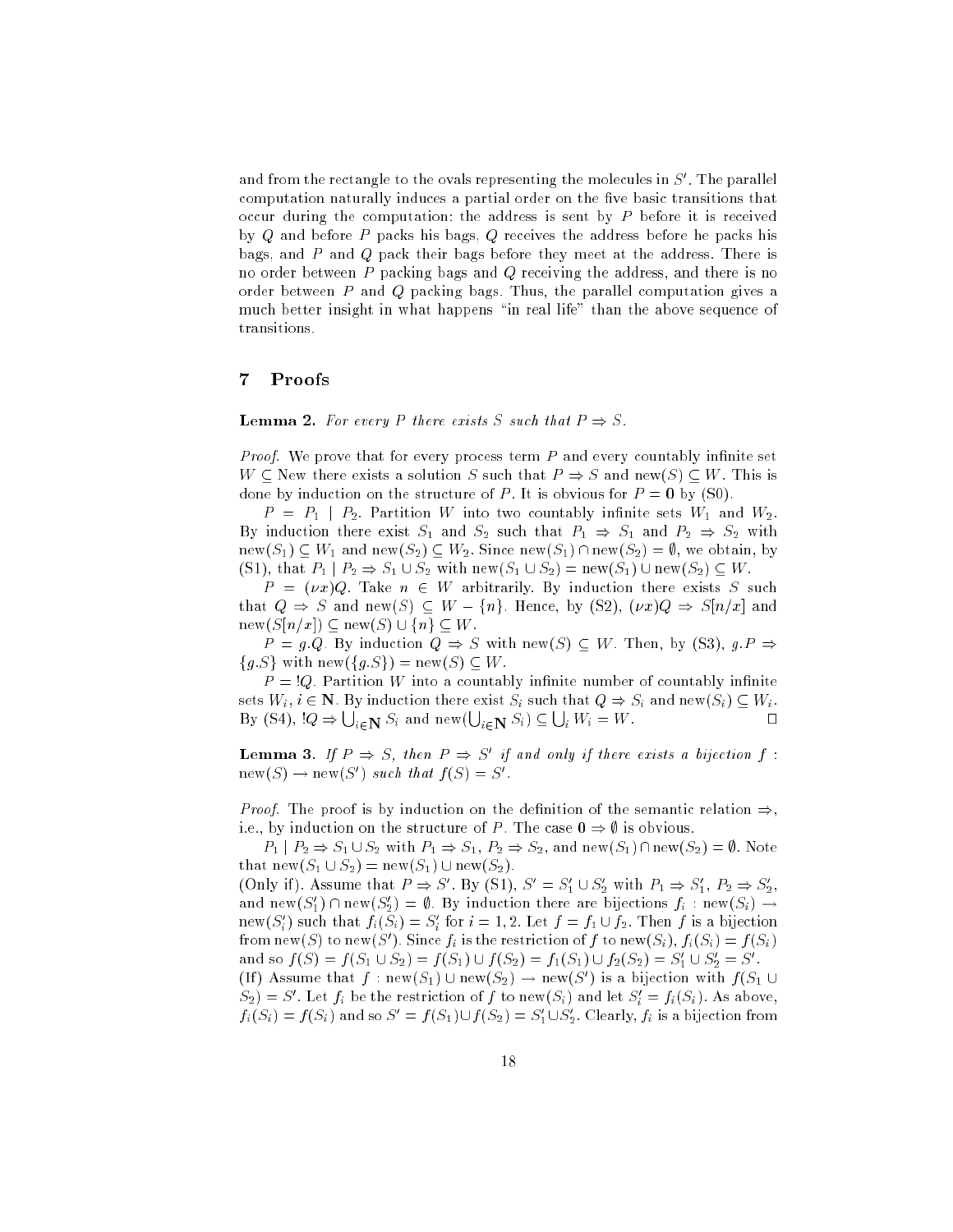and from the rectangle to the ovals representing the molecules in $S'$. The parallel computation naturally induces a partial order on the five basic transitions that occur during the computation: the address is sent by $P$ before it is received by $Q$ and before $P$ packs his bags, $Q$ receives the address before he packs his bags, and $P$ and $Q$ pack their bags before they meet at the address. There is no order between $P$ packing bags and $Q$ receiving the address, and there is no order between $P$ and $Q$ packing bags. Thus, the parallel computation gives a much better insight in what happens "in real life" than the above sequence of transitions.

## 7 Proofs

**Lemma 2.** *For every $P$ there exists $S$ such that $P \Rightarrow S$.*

*Proof.* We prove that for every process term $P$ and every countably infinite set $W \subseteq \text{New}$ there exists a solution $S$ such that $P \Rightarrow S$ and $\text{new}(S) \subseteq W$. This is done by induction on the structure of $P$. It is obvious for $P = \mathbf{0}$ by (S0).

$P = P_1 \mid P_2$. Partition $W$ into two countably infinite sets $W_1$ and $W_2$. By induction there exist $S_1$ and $S_2$ such that $P_1 \Rightarrow S_1$ and $P_2 \Rightarrow S_2$ with $\text{new}(S_1) \subseteq W_1$ and $\text{new}(S_2) \subseteq W_2$. Since $\text{new}(S_1) \cap \text{new}(S_2) = \emptyset$, we obtain, by (S1), that $P_1 \mid P_2 \Rightarrow S_1 \cup S_2$ with $\text{new}(S_1 \cup S_2) = \text{new}(S_1) \cup \text{new}(S_2) \subseteq W$.

$P = (\nu x)Q$. Take $n \in W$ arbitrarily. By induction there exists $S$ such that $Q \Rightarrow S$ and $\text{new}(S) \subseteq W - \{n\}$. Hence, by (S2), $(\nu x)Q \Rightarrow S[n/x]$ and $\text{new}(S[n/x]) \subseteq \text{new}(S) \cup \{n\} \subseteq W$.

$P = g.Q$. By induction $Q \Rightarrow S$ with $\text{new}(S) \subseteq W$. Then, by (S3), $g.P \Rightarrow \{g.S\}$ with $\text{new}(\{g.S\}) = \text{new}(S) \subseteq W$.

$P = !Q$. Partition $W$ into a countably infinite number of countably infinite sets $W_i$, $i \in \mathbf{N}$. By induction there exist $S_i$ such that $Q \Rightarrow S_i$ and $\text{new}(S_i) \subseteq W_i$. By (S4), $!Q \Rightarrow \bigcup_{i \in \mathbf{N}} S_i$ and $\text{new}(\bigcup_{i \in \mathbf{N}} S_i) \subseteq \bigcup_i W_i = W$. $\square$

**Lemma 3.** *If $P \Rightarrow S$, then $P \Rightarrow S'$ if and only if there exists a bijection $f : \text{new}(S) \to \text{new}(S')$ such that $f(S) = S'$.*

*Proof.* The proof is by induction on the definition of the semantic relation $\Rightarrow$, i.e., by induction on the structure of $P$. The case $\mathbf{0} \Rightarrow \emptyset$ is obvious.

$P_1 \mid P_2 \Rightarrow S_1 \cup S_2$ with $P_1 \Rightarrow S_1$, $P_2 \Rightarrow S_2$, and $\text{new}(S_1) \cap \text{new}(S_2) = \emptyset$. Note that $\text{new}(S_1 \cup S_2) = \text{new}(S_1) \cup \text{new}(S_2)$.

(Only if). Assume that $P \Rightarrow S'$. By (S1), $S' = S_1' \cup S_2'$ with $P_1 \Rightarrow S_1'$, $P_2 \Rightarrow S_2'$, and $\text{new}(S_1') \cap \text{new}(S_2') = \emptyset$. By induction there are bijections $f_i : \text{new}(S_i) \to \text{new}(S_i')$ such that $f_i(S_i) = S_i'$ for $i = 1, 2$. Let $f = f_1 \cup f_2$. Then $f$ is a bijection from $\text{new}(S)$ to $\text{new}(S')$. Since $f_i$ is the restriction of $f$ to $\text{new}(S_i)$, $f_i(S_i) = f(S_i)$ and so $f(S) = f(S_1 \cup S_2) = f(S_1) \cup f(S_2) = f_1(S_1) \cup f_2(S_2) = S_1' \cup S_2' = S'$.

(If) Assume that $f : \text{new}(S_1) \cup \text{new}(S_2) \to \text{new}(S')$ is a bijection with $f(S_1 \cup S_2) = S'$. Let $f_i$ be the restriction of $f$ to $\text{new}(S_i)$ and let $S_i' = f_i(S_i)$. As above, $f_i(S_i) = f(S_i)$ and so $S' = f(S_1) \cup f(S_2) = S_1' \cup S_2'$. Clearly, $f_i$ is a bijection from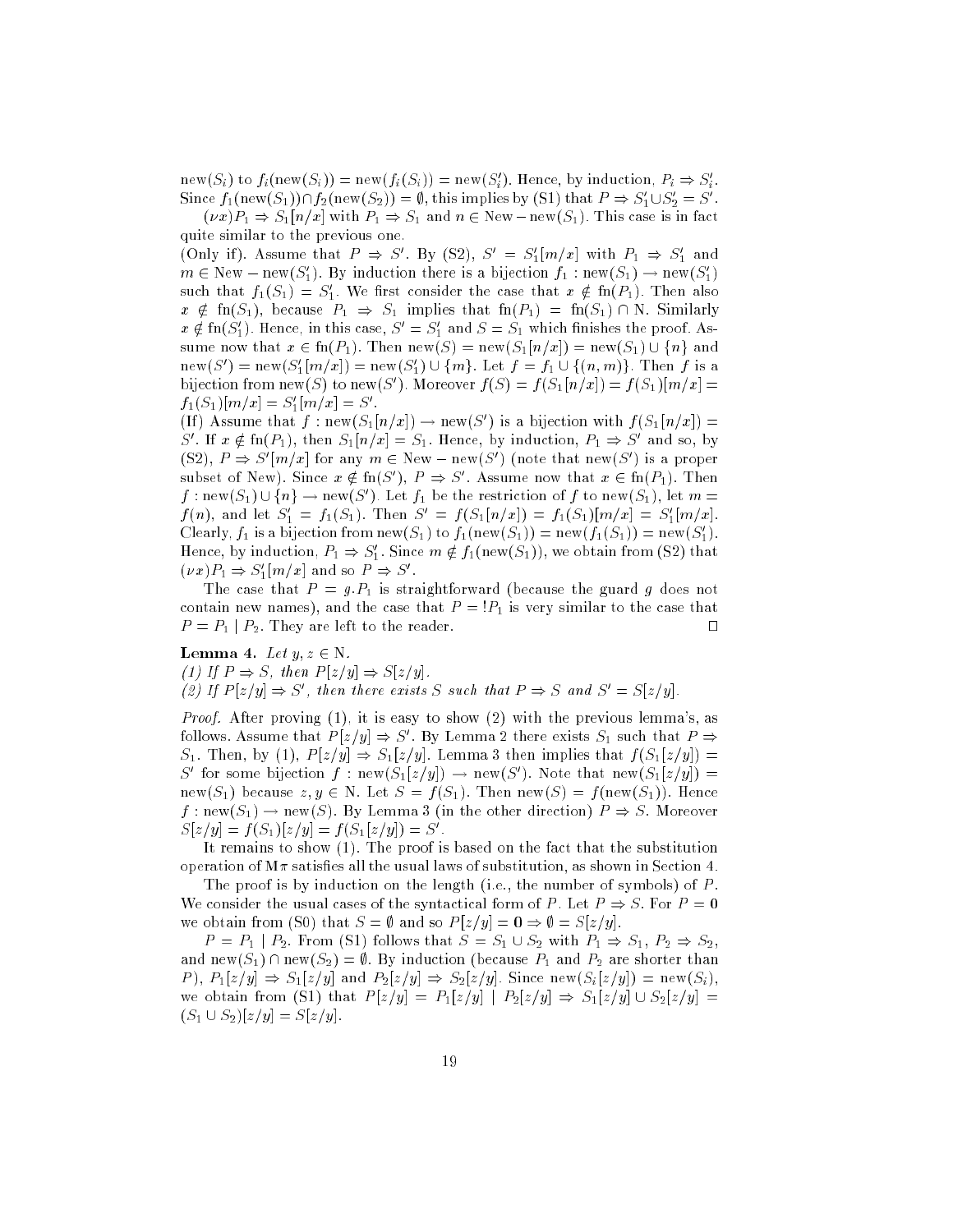$\mathrm{new}(S_i)$ to $f_i(\mathrm{new}(S_i)) = \mathrm{new}(f_i(S_i)) = \mathrm{new}(S_i')$. Hence, by induction, $P_i \Rightarrow S_i'$. Since $f_1(\mathrm{new}(S_1)) \cap f_2(\mathrm{new}(S_2)) = \emptyset$, this implies by (S1) that $P \Rightarrow S_1' \cup S_2' = S'$.

$(\nu x)P_1 \Rightarrow S_1[n/x]$ with $P_1 \Rightarrow S_1$ and $n \in \mathrm{New} - \mathrm{new}(S_1)$. This case is in fact quite similar to the previous one.

(Only if). Assume that $P \Rightarrow S'$. By (S2), $S' = S_1'[m/x]$ with $P_1 \Rightarrow S_1'$ and $m \in \mathrm{New} - \mathrm{new}(S_1')$. By induction there is a bijection $f_1 : \mathrm{new}(S_1) \to \mathrm{new}(S_1')$ such that $f_1(S_1) = S_1'$. We first consider the case that $x \notin \mathrm{fn}(P_1)$. Then also $x \notin \mathrm{fn}(S_1)$, because $P_1 \Rightarrow S_1$ implies that $\mathrm{fn}(P_1) = \mathrm{fn}(S_1) \cap \mathrm{N}$. Similarly $x \notin \mathrm{fn}(S_1')$. Hence, in this case, $S' = S_1'$ and $S = S_1$ which finishes the proof. Assume now that $x \in \mathrm{fn}(P_1)$. Then $\mathrm{new}(S) = \mathrm{new}(S_1[n/x]) = \mathrm{new}(S_1) \cup \{n\}$ and $\mathrm{new}(S') = \mathrm{new}(S_1'[m/x]) = \mathrm{new}(S_1') \cup \{m\}$. Let $f = f_1 \cup \{(n, m)\}$. Then $f$ is a bijection from $\mathrm{new}(S)$ to $\mathrm{new}(S')$. Moreover $f(S) = f(S_1[n/x]) = f(S_1)[m/x] = f_1(S_1)[m/x] = S_1'[m/x] = S'$.

(If) Assume that $f : \mathrm{new}(S_1[n/x]) \to \mathrm{new}(S')$ is a bijection with $f(S_1[n/x]) = S'$. If $x \notin \mathrm{fn}(P_1)$, then $S_1[n/x] = S_1$. Hence, by induction, $P_1 \Rightarrow S'$ and so, by (S2), $P \Rightarrow S'[m/x]$ for any $m \in \mathrm{New} - \mathrm{new}(S')$ (note that $\mathrm{new}(S')$ is a proper subset of New). Since $x \notin \mathrm{fn}(S')$, $P \Rightarrow S'$. Assume now that $x \in \mathrm{fn}(P_1)$. Then $f : \mathrm{new}(S_1) \cup \{n\} \to \mathrm{new}(S')$. Let $f_1$ be the restriction of $f$ to $\mathrm{new}(S_1)$, let $m = f(n)$, and let $S_1' = f_1(S_1)$. Then $S' = f(S_1[n/x]) = f_1(S_1)[m/x] = S_1'[m/x]$. Clearly, $f_1$ is a bijection from $\mathrm{new}(S_1)$ to $f_1(\mathrm{new}(S_1)) = \mathrm{new}(f_1(S_1)) = \mathrm{new}(S_1')$. Hence, by induction, $P_1 \Rightarrow S_1'$. Since $m \notin f_1(\mathrm{new}(S_1))$, we obtain from (S2) that $(\nu x)P_1 \Rightarrow S_1'[m/x]$ and so $P \Rightarrow S'$.

The case that $P = g.P_1$ is straightforward (because the guard $g$ does not contain new names), and the case that $P = !P_1$ is very similar to the case that $P = P_1 \mid P_2$. They are left to the reader. □

**Lemma 4.** *Let $y, z \in \mathrm{N}$.*
*(1) If $P \Rightarrow S$, then $P[z/y] \Rightarrow S[z/y]$.*
*(2) If $P[z/y] \Rightarrow S'$, then there exists $S$ such that $P \Rightarrow S$ and $S' = S[z/y]$.*

*Proof.* After proving (1), it is easy to show (2) with the previous lemma's, as follows. Assume that $P[z/y] \Rightarrow S'$. By Lemma 2 there exists $S_1$ such that $P \Rightarrow S_1$. Then, by (1), $P[z/y] \Rightarrow S_1[z/y]$. Lemma 3 then implies that $f(S_1[z/y]) = S'$ for some bijection $f : \mathrm{new}(S_1[z/y]) \to \mathrm{new}(S')$. Note that $\mathrm{new}(S_1[z/y]) = \mathrm{new}(S_1)$ because $z, y \in \mathrm{N}$. Let $S = f(S_1)$. Then $\mathrm{new}(S) = f(\mathrm{new}(S_1))$. Hence $f : \mathrm{new}(S_1) \to \mathrm{new}(S)$. By Lemma 3 (in the other direction) $P \Rightarrow S$. Moreover $S[z/y] = f(S_1)[z/y] = f(S_1[z/y]) = S'$.

It remains to show (1). The proof is based on the fact that the substitution operation of $\mathrm{M}\pi$ satisfies all the usual laws of substitution, as shown in Section 4.

The proof is by induction on the length (i.e., the number of symbols) of $P$. We consider the usual cases of the syntactical form of $P$. Let $P \Rightarrow S$. For $P = \mathbf{0}$ we obtain from (S0) that $S = \emptyset$ and so $P[z/y] = \mathbf{0} \Rightarrow \emptyset = S[z/y]$.

$P = P_1 \mid P_2$. From (S1) follows that $S = S_1 \cup S_2$ with $P_1 \Rightarrow S_1$, $P_2 \Rightarrow S_2$, and $\mathrm{new}(S_1) \cap \mathrm{new}(S_2) = \emptyset$. By induction (because $P_1$ and $P_2$ are shorter than $P$), $P_1[z/y] \Rightarrow S_1[z/y]$ and $P_2[z/y] \Rightarrow S_2[z/y]$. Since $\mathrm{new}(S_i[z/y]) = \mathrm{new}(S_i)$, we obtain from (S1) that $P[z/y] = P_1[z/y] \mid P_2[z/y] \Rightarrow S_1[z/y] \cup S_2[z/y] = (S_1 \cup S_2)[z/y] = S[z/y]$.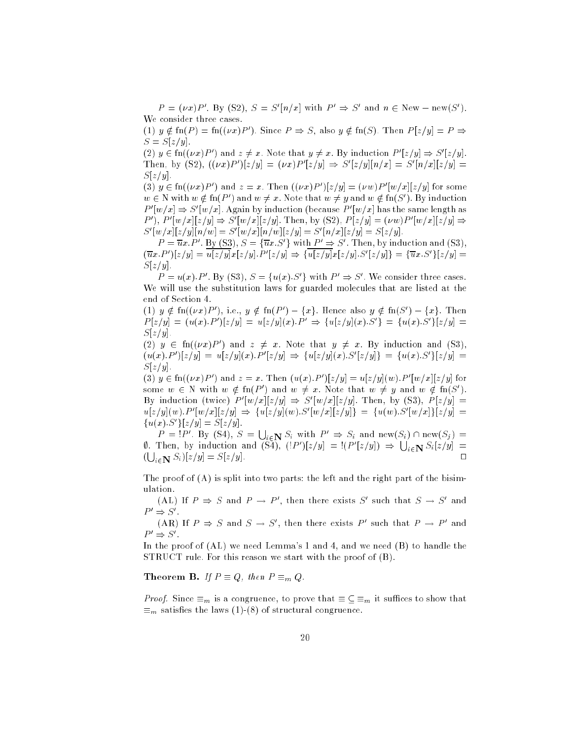$P = (\nu x)P'$. By (S2), $S = S'[n/x]$ with $P' \Rightarrow S'$ and $n \in \text{New} - \text{new}(S')$. We consider three cases.

(1) $y \notin \text{fn}(P) = \text{fn}((\nu x)P')$. Since $P \Rightarrow S$, also $y \notin \text{fn}(S)$. Then $P[z/y] = P \Rightarrow S = S[z/y]$.

(2) $y \in \text{fn}((\nu x)P')$ and $z \neq x$. Note that $y \neq x$. By induction $P'[z/y] \Rightarrow S'[z/y]$. Then, by (S2), $((\nu x)P')[z/y] = (\nu x)P'[z/y] \Rightarrow S'[z/y][n/x] = S'[n/x][z/y] = S[z/y]$.

(3) $y \in \text{fn}((\nu x)P')$ and $z = x$. Then $((\nu x)P')[z/y] = (\nu w)P'[w/x][z/y]$ for some $w \in \text{N}$ with $w \notin \text{fn}(P')$ and $w \neq x$. Note that $w \neq y$ and $w \notin \text{fn}(S')$. By induction $P'[w/x] \Rightarrow S'[w/x]$. Again by induction (because $P'[w/x]$ has the same length as $P'$), $P'[w/x][z/y] \Rightarrow S'[w/x][z/y]$. Then, by (S2), $P[z/y] = (\nu w)P'[w/x][z/y] \Rightarrow S'[w/x][z/y][n/w] = S'[w/x][n/w][z/y] = S'[n/x][z/y] = S[z/y]$.

$P = \overline{u}x.P'$. By (S3), $S = \{\overline{u}x.S'\}$ with $P' \Rightarrow S'$. Then, by induction and (S3), $(\overline{u}x.P')[z/y] = \overline{u[z/y]}x[z/y].P'[z/y] \Rightarrow \{\overline{u[z/y]}x[z/y].S'[z/y]\} = \{\overline{u}x.S'\}[z/y] = S[z/y]$.

$P = u(x).P'$. By (S3), $S = \{u(x).S'\}$ with $P' \Rightarrow S'$. We consider three cases. We will use the substitution laws for guarded molecules that are listed at the end of Section 4.

(1) $y \notin \text{fn}((\nu x)P')$, i.e., $y \notin \text{fn}(P') - \{x\}$. Hence also $y \notin \text{fn}(S') - \{x\}$. Then $P[z/y] = (u(x).P')[z/y] = u[z/y](x).P' \Rightarrow \{u[z/y](x).S'\} = \{u(x).S'\}[z/y] = S[z/y]$.

(2) $y \in \text{fn}((\nu x)P')$ and $z \neq x$. Note that $y \neq x$. By induction and (S3), $(u(x).P')[z/y] = u[z/y](x).P'[z/y] \Rightarrow \{u[z/y](x).S'[z/y]\} = \{u(x).S'\}[z/y] = S[z/y]$.

(3) $y \in \text{fn}((\nu x)P')$ and $z = x$. Then $(u(x).P')[z/y] = u[z/y](w).P'[w/x][z/y]$ for some $w \in \text{N}$ with $w \notin \text{fn}(P')$ and $w \neq x$. Note that $w \neq y$ and $w \notin \text{fn}(S')$. By induction (twice) $P'[w/x][z/y] \Rightarrow S'[w/x][z/y]$. Then, by (S3), $P[z/y] = u[z/y](w).P'[w/x][z/y] \Rightarrow \{u[z/y](w).S'[w/x][z/y]\} = \{u(w).S'[w/x]\}[z/y] = \{u(x).S'\}[z/y] = S[z/y]$.

$P = !P'$. By (S4), $S = \bigcup_{i \in \mathbf{N}} S_i$ with $P' \Rightarrow S_i$ and $\text{new}(S_i) \cap \text{new}(S_j) = \emptyset$. Then, by induction and (S4), $(!P')[z/y] = !(P'[z/y]) \Rightarrow \bigcup_{i \in \mathbf{N}} S_i[z/y] = (\bigcup_{i \in \mathbf{N}} S_i)[z/y] = S[z/y]$. □

The proof of (A) is split into two parts: the left and the right part of the bisimulation.

(AL) If $P \Rightarrow S$ and $P \rightarrow P'$, then there exists $S'$ such that $S \rightarrow S'$ and $P' \Rightarrow S'$.

(AR) If $P \Rightarrow S$ and $S \rightarrow S'$, then there exists $P'$ such that $P \rightarrow P'$ and $P' \Rightarrow S'$.

In the proof of (AL) we need Lemma's 1 and 4, and we need (B) to handle the STRUCT rule. For this reason we start with the proof of (B).

**Theorem B.** *If $P \equiv Q$, then $P \equiv_m Q$.*

*Proof.* Since $\equiv_m$ is a congruence, to prove that $\equiv \subseteq \equiv_m$ it suffices to show that $\equiv_m$ satisfies the laws (1)-(8) of structural congruence.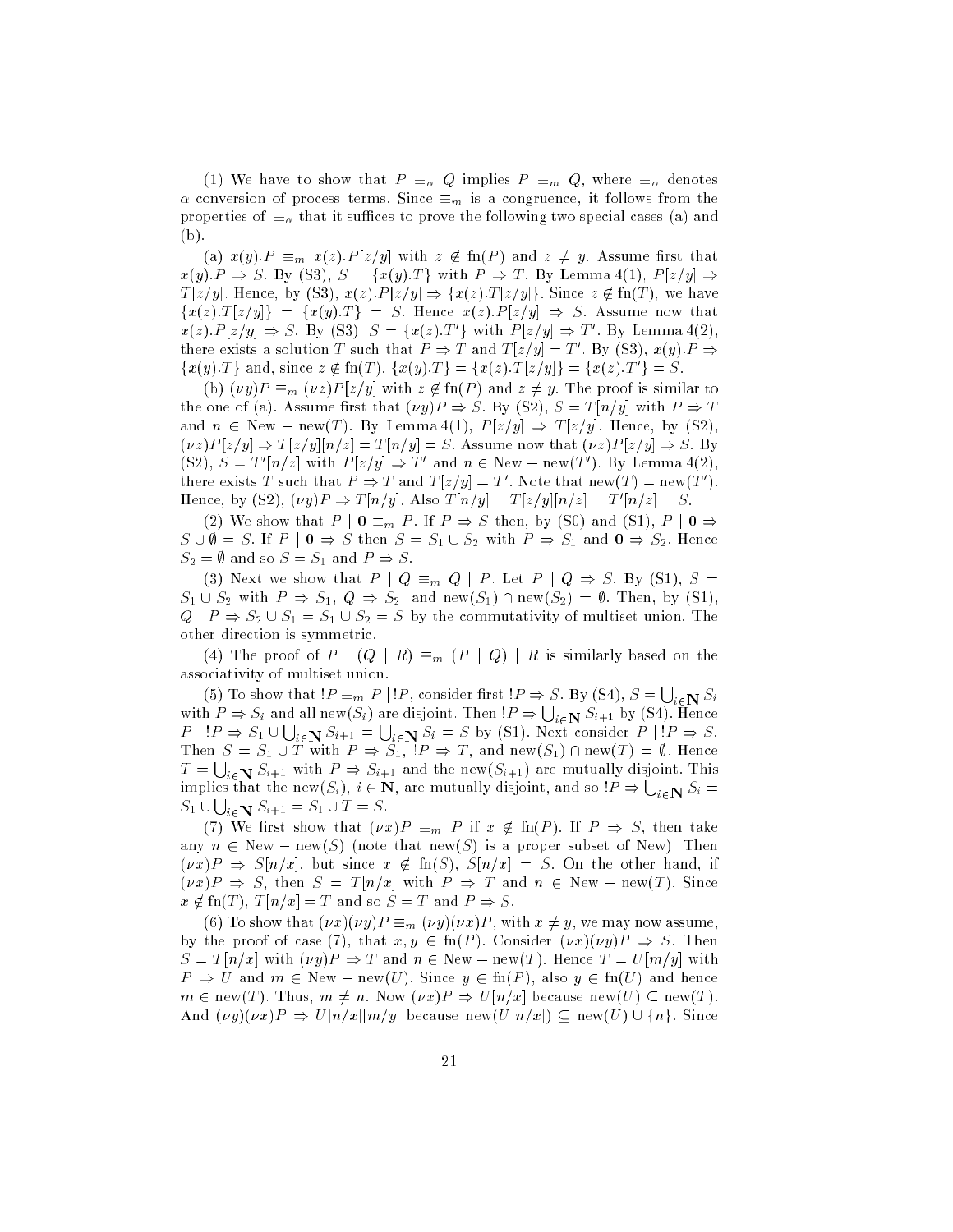(1) We have to show that $P \equiv_\alpha Q$ implies $P \equiv_m Q$, where $\equiv_\alpha$ denotes $\alpha$-conversion of process terms. Since $\equiv_m$ is a congruence, it follows from the properties of $\equiv_\alpha$ that it suffices to prove the following two special cases (a) and (b).

(a) $x(y).P \equiv_m x(z).P[z/y]$ with $z \notin \mathrm{fn}(P)$ and $z \neq y$. Assume first that $x(y).P \Rightarrow S$. By (S3), $S = \{x(y).T\}$ with $P \Rightarrow T$. By Lemma 4(1), $P[z/y] \Rightarrow T[z/y]$. Hence, by (S3), $x(z).P[z/y] \Rightarrow \{x(z).T[z/y]\}$. Since $z \notin \mathrm{fn}(T)$, we have $\{x(z).T[z/y]\} = \{x(y).T\} = S$. Hence $x(z).P[z/y] \Rightarrow S$. Assume now that $x(z).P[z/y] \Rightarrow S$. By (S3), $S = \{x(z).T'\}$ with $P[z/y] \Rightarrow T'$. By Lemma 4(2), there exists a solution $T$ such that $P \Rightarrow T$ and $T[z/y] = T'$. By (S3), $x(y).P \Rightarrow \{x(y).T\}$ and, since $z \notin \mathrm{fn}(T)$, $\{x(y).T\} = \{x(z).T[z/y]\} = \{x(z).T'\} = S$.

(b) $(\nu y)P \equiv_m (\nu z)P[z/y]$ with $z \notin \mathrm{fn}(P)$ and $z \neq y$. The proof is similar to the one of (a). Assume first that $(\nu y)P \Rightarrow S$. By (S2), $S = T[n/y]$ with $P \Rightarrow T$ and $n \in \mathrm{New} - \mathrm{new}(T)$. By Lemma 4(1), $P[z/y] \Rightarrow T[z/y]$. Hence, by (S2), $(\nu z)P[z/y] \Rightarrow T[z/y][n/z] = T[n/y] = S$. Assume now that $(\nu z)P[z/y] \Rightarrow S$. By (S2), $S = T'[n/z]$ with $P[z/y] \Rightarrow T'$ and $n \in \mathrm{New} - \mathrm{new}(T')$. By Lemma 4(2), there exists $T$ such that $P \Rightarrow T$ and $T[z/y] = T'$. Note that $\mathrm{new}(T) = \mathrm{new}(T')$. Hence, by (S2), $(\nu y)P \Rightarrow T[n/y]$. Also $T[n/y] = T[z/y][n/z] = T'[n/z] = S$.

(2) We show that $P \mid \mathbf{0} \equiv_m P$. If $P \Rightarrow S$ then, by (S0) and (S1), $P \mid \mathbf{0} \Rightarrow S \cup \emptyset = S$. If $P \mid \mathbf{0} \Rightarrow S$ then $S = S_1 \cup S_2$ with $P \Rightarrow S_1$ and $\mathbf{0} \Rightarrow S_2$. Hence $S_2 = \emptyset$ and so $S = S_1$ and $P \Rightarrow S$.

(3) Next we show that $P \mid Q \equiv_m Q \mid P$. Let $P \mid Q \Rightarrow S$. By (S1), $S = S_1 \cup S_2$ with $P \Rightarrow S_1$, $Q \Rightarrow S_2$, and $\mathrm{new}(S_1) \cap \mathrm{new}(S_2) = \emptyset$. Then, by (S1), $Q \mid P \Rightarrow S_2 \cup S_1 = S_1 \cup S_2 = S$ by the commutativity of multiset union. The other direction is symmetric.

(4) The proof of $P \mid (Q \mid R) \equiv_m (P \mid Q) \mid R$ is similarly based on the associativity of multiset union.

(5) To show that $!P \equiv_m P \mid !P$, consider first $!P \Rightarrow S$. By (S4), $S = \bigcup_{i \in \mathbf{N}} S_i$ with $P \Rightarrow S_i$ and all $\mathrm{new}(S_i)$ are disjoint. Then $!P \Rightarrow \bigcup_{i \in \mathbf{N}} S_{i+1}$ by (S4). Hence $P \mid !P \Rightarrow S_1 \cup \bigcup_{i \in \mathbf{N}} S_{i+1} = \bigcup_{i \in \mathbf{N}} S_i = S$ by (S1). Next consider $P \mid !P \Rightarrow S$. Then $S = S_1 \cup T$ with $P \Rightarrow S_1$, $!P \Rightarrow T$, and $\mathrm{new}(S_1) \cap \mathrm{new}(T) = \emptyset$. Hence $T = \bigcup_{i \in \mathbf{N}} S_{i+1}$ with $P \Rightarrow S_{i+1}$ and the $\mathrm{new}(S_{i+1})$ are mutually disjoint. This implies that the $\mathrm{new}(S_i)$, $i \in \mathbf{N}$, are mutually disjoint, and so $!P \Rightarrow \bigcup_{i \in \mathbf{N}} S_i = S_1 \cup \bigcup_{i \in \mathbf{N}} S_{i+1} = S_1 \cup T = S$.

(7) We first show that $(\nu x)P \equiv_m P$ if $x \notin \mathrm{fn}(P)$. If $P \Rightarrow S$, then take any $n \in \mathrm{New} - \mathrm{new}(S)$ (note that $\mathrm{new}(S)$ is a proper subset of New). Then $(\nu x)P \Rightarrow S[n/x]$, but since $x \notin \mathrm{fn}(S)$, $S[n/x] = S$. On the other hand, if $(\nu x)P \Rightarrow S$, then $S = T[n/x]$ with $P \Rightarrow T$ and $n \in \mathrm{New} - \mathrm{new}(T)$. Since $x \notin \mathrm{fn}(T)$, $T[n/x] = T$ and so $S = T$ and $P \Rightarrow S$.

(6) To show that $(\nu x)(\nu y)P \equiv_m (\nu y)(\nu x)P$, with $x \neq y$, we may now assume, by the proof of case (7), that $x, y \in \mathrm{fn}(P)$. Consider $(\nu x)(\nu y)P \Rightarrow S$. Then $S = T[n/x]$ with $(\nu y)P \Rightarrow T$ and $n \in \mathrm{New} - \mathrm{new}(T)$. Hence $T = U[m/y]$ with $P \Rightarrow U$ and $m \in \mathrm{New} - \mathrm{new}(U)$. Since $y \in \mathrm{fn}(P)$, also $y \in \mathrm{fn}(U)$ and hence $m \in \mathrm{new}(T)$. Thus, $m \neq n$. Now $(\nu x)P \Rightarrow U[n/x]$ because $\mathrm{new}(U) \subseteq \mathrm{new}(T)$. And $(\nu y)(\nu x)P \Rightarrow U[n/x][m/y]$ because $\mathrm{new}(U[n/x]) \subseteq \mathrm{new}(U) \cup \{n\}$. Since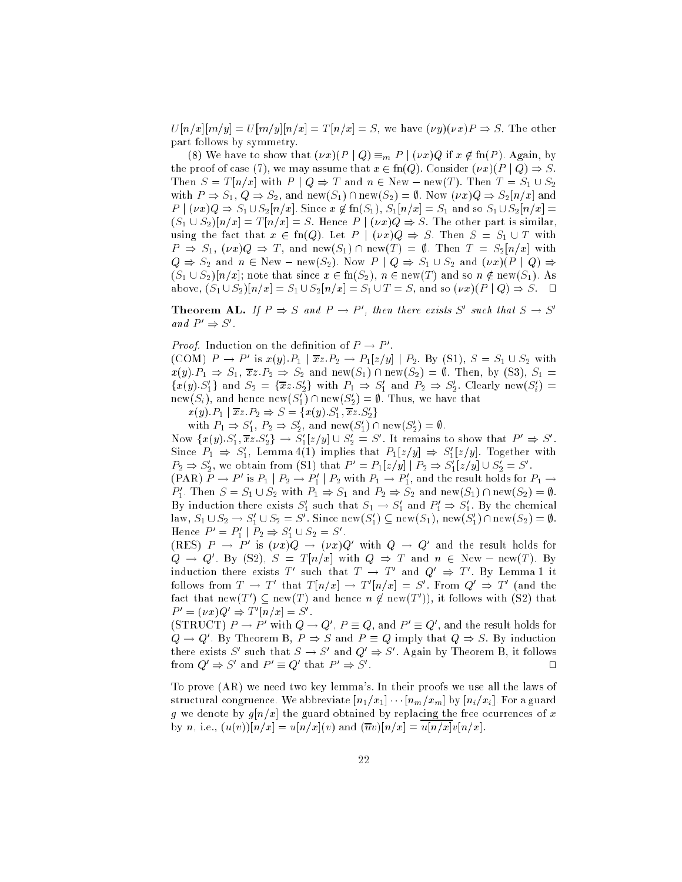$U[n/x][m/y] = U[m/y][n/x] = T[n/x] = S$, we have $(\nu y)(\nu x)P \Rightarrow S$. The other part follows by symmetry.

(8) We have to show that $(\nu x)(P \mid Q) \equiv_m P \mid (\nu x)Q$ if $x \notin \text{fn}(P)$. Again, by the proof of case (7), we may assume that $x \in \text{fn}(Q)$. Consider $(\nu x)(P \mid Q) \Rightarrow S$. Then $S = T[n/x]$ with $P \mid Q \Rightarrow T$ and $n \in \text{New} - \text{new}(T)$. Then $T = S_1 \cup S_2$ with $P \Rightarrow S_1$, $Q \Rightarrow S_2$, and $\text{new}(S_1) \cap \text{new}(S_2) = \emptyset$. Now $(\nu x)Q \Rightarrow S_2[n/x]$ and $P \mid (\nu x)Q \Rightarrow S_1 \cup S_2[n/x]$. Since $x \notin \text{fn}(S_1)$, $S_1[n/x] = S_1$ and so $S_1 \cup S_2[n/x] = (S_1 \cup S_2)[n/x] = T[n/x] = S$. Hence $P \mid (\nu x)Q \Rightarrow S$. The other part is similar, using the fact that $x \in \text{fn}(Q)$. Let $P \mid (\nu x)Q \Rightarrow S$. Then $S = S_1 \cup T$ with $P \Rightarrow S_1$, $(\nu x)Q \Rightarrow T$, and $\text{new}(S_1) \cap \text{new}(T) = \emptyset$. Then $T = S_2[n/x]$ with $Q \Rightarrow S_2$ and $n \in \text{New} - \text{new}(S_2)$. Now $P \mid Q \Rightarrow S_1 \cup S_2$ and $(\nu x)(P \mid Q) \Rightarrow (S_1 \cup S_2)[n/x]$; note that since $x \in \text{fn}(S_2)$, $n \in \text{new}(T)$ and so $n \notin \text{new}(S_1)$. As above, $(S_1 \cup S_2)[n/x] = S_1 \cup S_2[n/x] = S_1 \cup T = S$, and so $(\nu x)(P \mid Q) \Rightarrow S$. $\square$

**Theorem AL.** *If $P \Rightarrow S$ and $P \rightarrow P'$, then there exists $S'$ such that $S \rightarrow S'$ and $P' \Rightarrow S'$.*

*Proof.* Induction on the definition of $P \rightarrow P'$.
(COM) $P \rightarrow P'$ is $x(y).P_1 \mid \overline{x}z.P_2 \rightarrow P_1[z/y] \mid P_2$. By (S1), $S = S_1 \cup S_2$ with $x(y).P_1 \Rightarrow S_1$, $\overline{x}z.P_2 \Rightarrow S_2$ and $\text{new}(S_1) \cap \text{new}(S_2) = \emptyset$. Then, by (S3), $S_1 = \{x(y).S_1'\}$ and $S_2 = \{\overline{x}z.S_2'\}$ with $P_1 \Rightarrow S_1'$ and $P_2 \Rightarrow S_2'$. Clearly $\text{new}(S_i') = \text{new}(S_i)$, and hence $\text{new}(S_1') \cap \text{new}(S_2') = \emptyset$. Thus, we have that

$x(y).P_1 \mid \overline{x}z.P_2 \Rightarrow S = \{x(y).S_1', \overline{x}z.S_2'\}$
with $P_1 \Rightarrow S_1'$, $P_2 \Rightarrow S_2'$, and $\text{new}(S_1') \cap \text{new}(S_2') = \emptyset$.

Now $\{x(y).S_1', \overline{x}z.S_2'\} \rightarrow S_1'[z/y] \cup S_2' = S'$. It remains to show that $P' \Rightarrow S'$. Since $P_1 \Rightarrow S_1'$, Lemma 4(1) implies that $P_1[z/y] \Rightarrow S_1'[z/y]$. Together with $P_2 \Rightarrow S_2'$, we obtain from (S1) that $P' = P_1[z/y] \mid P_2 \Rightarrow S_1'[z/y] \cup S_2' = S'$.
(PAR) $P \rightarrow P'$ is $P_1 \mid P_2 \rightarrow P_1' \mid P_2$ with $P_1 \rightarrow P_1'$, and the result holds for $P_1 \rightarrow P_1'$. Then $S = S_1 \cup S_2$ with $P_1 \Rightarrow S_1$ and $P_2 \Rightarrow S_2$ and $\text{new}(S_1) \cap \text{new}(S_2) = \emptyset$. By induction there exists $S_1'$ such that $S_1 \rightarrow S_1'$ and $P_1' \Rightarrow S_1'$. By the chemical law, $S_1 \cup S_2 \rightarrow S_1' \cup S_2 = S'$. Since $\text{new}(S_1') \subseteq \text{new}(S_1)$, $\text{new}(S_1') \cap \text{new}(S_2) = \emptyset$. Hence $P' = P_1' \mid P_2 \Rightarrow S_1' \cup S_2 = S'$.
(RES) $P \rightarrow P'$ is $(\nu x)Q \rightarrow (\nu x)Q'$ with $Q \rightarrow Q'$ and the result holds for $Q \rightarrow Q'$. By (S2), $S = T[n/x]$ with $Q \Rightarrow T$ and $n \in \text{New} - \text{new}(T)$. By induction there exists $T'$ such that $T \rightarrow T'$ and $Q' \Rightarrow T'$. By Lemma 1 it follows from $T \rightarrow T'$ that $T[n/x] \rightarrow T'[n/x] = S'$. From $Q' \Rightarrow T'$ (and the fact that $\text{new}(T') \subseteq \text{new}(T)$ and hence $n \notin \text{new}(T')$), it follows with (S2) that $P' = (\nu x)Q' \Rightarrow T'[n/x] = S'$.
(STRUCT) $P \rightarrow P'$ with $Q \rightarrow Q'$, $P \equiv Q$, and $P' \equiv Q'$, and the result holds for $Q \rightarrow Q'$. By Theorem B, $P \Rightarrow S$ and $P \equiv Q$ imply that $Q \Rightarrow S$. By induction there exists $S'$ such that $S \rightarrow S'$ and $Q' \Rightarrow S'$. Again by Theorem B, it follows from $Q' \Rightarrow S'$ and $P' \equiv Q'$ that $P' \Rightarrow S'$. $\square$

To prove (AR) we need two key lemma's. In their proofs we use all the laws of structural congruence. We abbreviate $[n_1/x_1] \cdots [n_m/x_m]$ by $[n_i/x_i]$. For a guard $g$ we denote by $g[n/x]$ the guard obtained by replacing the free ocurrences of $x$ by $n$, i.e., $(u(v))[n/x] = u[n/x](v)$ and $(\overline{u}v)[n/x] = \overline{u[n/x]}v[n/x]$.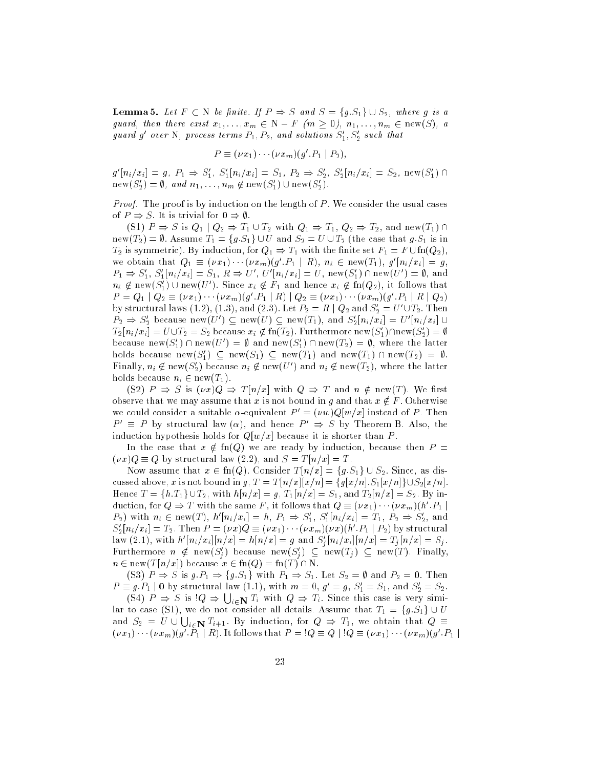**Lemma 5.** *Let $F \subset \mathrm{N}$ be finite. If $P \Rightarrow S$ and $S = \{g.S_1\} \cup S_2$, where $g$ is a guard, then there exist $x_1, \ldots, x_m \in \mathrm{N} - F$ ($m \geq 0$), $n_1, \ldots, n_m \in \mathrm{new}(S)$, a guard $g'$ over* N*, process terms $P_1, P_2$, and solutions $S_1', S_2'$ such that*

$$P \equiv (\nu x_1) \cdots (\nu x_m)(g'.P_1 \mid P_2),$$

*$g'[n_i/x_i] = g$, $P_1 \Rightarrow S_1'$, $S_1'[n_i/x_i] = S_1$, $P_2 \Rightarrow S_2'$, $S_2'[n_i/x_i] = S_2$, $\mathrm{new}(S_1') \cap \mathrm{new}(S_2') = \emptyset$, and $n_1, \ldots, n_m \notin \mathrm{new}(S_1') \cup \mathrm{new}(S_2')$.*

*Proof.* The proof is by induction on the length of $P$. We consider the usual cases of $P \Rightarrow S$. It is trivial for $\mathbf{0} \Rightarrow \emptyset$.

(S1) $P \Rightarrow S$ is $Q_1 \mid Q_2 \Rightarrow T_1 \cup T_2$ with $Q_1 \Rightarrow T_1$, $Q_2 \Rightarrow T_2$, and $\mathrm{new}(T_1) \cap \mathrm{new}(T_2) = \emptyset$. Assume $T_1 = \{g.S_1\} \cup U$ and $S_2 = U \cup T_2$ (the case that $g.S_1$ is in $T_2$ is symmetric). By induction, for $Q_1 \Rightarrow T_1$ with the finite set $F_1 = F \cup \mathrm{fn}(Q_2)$, we obtain that $Q_1 \equiv (\nu x_1) \cdots (\nu x_m)(g'.P_1 \mid R)$, $n_i \in \mathrm{new}(T_1)$, $g'[n_i/x_i] = g$, $P_1 \Rightarrow S_1'$, $S_1'[n_i/x_i] = S_1$, $R \Rightarrow U'$, $U'[n_i/x_i] = U$, $\mathrm{new}(S_1') \cap \mathrm{new}(U') = \emptyset$, and $n_i \notin \mathrm{new}(S_1') \cup \mathrm{new}(U')$. Since $x_i \notin F_1$ and hence $x_i \notin \mathrm{fn}(Q_2)$, it follows that $P = Q_1 \mid Q_2 \equiv (\nu x_1) \cdots (\nu x_m)(g'.P_1 \mid R) \mid Q_2 \equiv (\nu x_1) \cdots (\nu x_m)(g'.P_1 \mid R \mid Q_2)$ by structural laws (1.2), (1.3), and (2.3). Let $P_2 = R \mid Q_2$ and $S_2' = U' \cup T_2$. Then $P_2 \Rightarrow S_2'$ because $\mathrm{new}(U') \subseteq \mathrm{new}(U) \subseteq \mathrm{new}(T_1)$, and $S_2'[n_i/x_i] = U'[n_i/x_i] \cup T_2[n_i/x_i] = U \cup T_2 = S_2$ because $x_i \notin \mathrm{fn}(T_2)$. Furthermore $\mathrm{new}(S_1') \cap \mathrm{new}(S_2') = \emptyset$ because $\mathrm{new}(S_1') \cap \mathrm{new}(U') = \emptyset$ and $\mathrm{new}(S_1') \cap \mathrm{new}(T_2) = \emptyset$, where the latter holds because $\mathrm{new}(S_1') \subseteq \mathrm{new}(S_1) \subseteq \mathrm{new}(T_1)$ and $\mathrm{new}(T_1) \cap \mathrm{new}(T_2) = \emptyset$. Finally, $n_i \notin \mathrm{new}(S_2')$ because $n_i \notin \mathrm{new}(U')$ and $n_i \notin \mathrm{new}(T_2)$, where the latter holds because $n_i \in \mathrm{new}(T_1)$.

(S2) $P \Rightarrow S$ is $(\nu x)Q \Rightarrow T[n/x]$ with $Q \Rightarrow T$ and $n \notin \mathrm{new}(T)$. We first observe that we may assume that $x$ is not bound in $g$ and that $x \notin F$. Otherwise we could consider a suitable $\alpha$-equivalent $P' = (\nu w)Q[w/x]$ instead of $P$. Then $P' \equiv P$ by structural law ($\alpha$), and hence $P' \Rightarrow S$ by Theorem B. Also, the induction hypothesis holds for $Q[w/x]$ because it is shorter than $P$.

In the case that $x \notin \mathrm{fn}(Q)$ we are ready by induction, because then $P = (\nu x)Q \equiv Q$ by structural law (2.2), and $S = T[n/x] = T$.

Now assume that $x \in \mathrm{fn}(Q)$. Consider $T[n/x] = \{g.S_1\} \cup S_2$. Since, as discussed above, $x$ is not bound in $g$, $T = T[n/x][x/n] = \{g[x/n].S_1[x/n]\} \cup S_2[x/n]$. Hence $T = \{h.T_1\} \cup T_2$, with $h[n/x] = g$, $T_1[n/x] = S_1$, and $T_2[n/x] = S_2$. By induction, for $Q \Rightarrow T$ with the same $F$, it follows that $Q \equiv (\nu x_1) \cdots (\nu x_m)(h'.P_1 \mid P_2)$ with $n_i \in \mathrm{new}(T)$, $h'[n_i/x_i] = h$, $P_1 \Rightarrow S_1'$, $S_1'[n_i/x_i] = T_1$, $P_2 \Rightarrow S_2'$, and $S_2'[n_i/x_i] = T_2$. Then $P = (\nu x)Q \equiv (\nu x_1) \cdots (\nu x_m)(\nu x)(h'.P_1 \mid P_2)$ by structural law (2.1), with $h'[n_i/x_i][n/x] = h[n/x] = g$ and $S_j'[n_i/x_i][n/x] = T_j[n/x] = S_j$. Furthermore $n \notin \mathrm{new}(S_j')$ because $\mathrm{new}(S_j') \subseteq \mathrm{new}(T_j) \subseteq \mathrm{new}(T)$. Finally, $n \in \mathrm{new}(T[n/x])$ because $x \in \mathrm{fn}(Q) = \mathrm{fn}(T) \cap \mathrm{N}$.

(S3) $P \Rightarrow S$ is $g.P_1 \Rightarrow \{g.S_1\}$ with $P_1 \Rightarrow S_1$. Let $S_2 = \emptyset$ and $P_2 = \mathbf{0}$. Then $P \equiv g.P_1 \mid \mathbf{0}$ by structural law (1.1), with $m = 0$, $g' = g$, $S_1' = S_1$, and $S_2' = S_2$.

(S4) $P \Rightarrow S$ is $!Q \Rightarrow \bigcup_{i \in \mathbf{N}} T_i$ with $Q \Rightarrow T_i$. Since this case is very similar to case (S1), we do not consider all details. Assume that $T_1 = \{g.S_1\} \cup U$ and $S_2 = U \cup \bigcup_{i \in \mathbf{N}} T_{i+1}$. By induction, for $Q \Rightarrow T_1$, we obtain that $Q \equiv (\nu x_1) \cdots (\nu x_m)(g'.P_1 \mid R)$. It follows that $P = \,!Q \equiv Q \mid \,!Q \equiv (\nu x_1) \cdots (\nu x_m)(g'.P_1 \mid$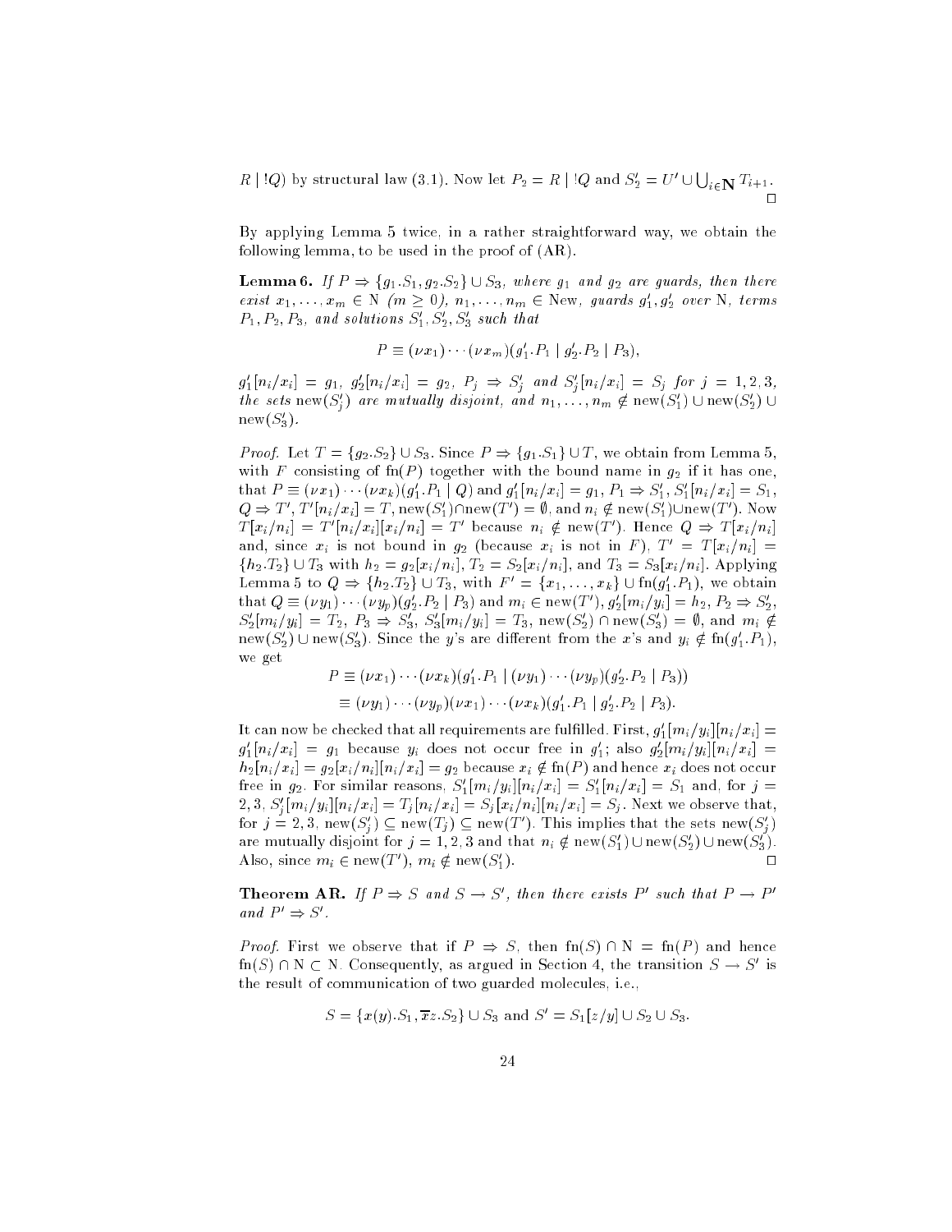$R \mid !Q$) by structural law (3.1). Now let $P_2 = R \mid !Q$ and $S_2' = U' \cup \bigcup_{i \in \mathbf{N}} T_{i+1}$. $\square$

By applying Lemma 5 twice, in a rather straightforward way, we obtain the following lemma, to be used in the proof of (AR).

**Lemma 6.** *If $P \Rightarrow \{g_1.S_1, g_2.S_2\} \cup S_3$, where $g_1$ and $g_2$ are guards, then there exist $x_1, \ldots, x_m \in \mathrm{N}$ ($m \geq 0$), $n_1, \ldots, n_m \in \mathrm{New}$, guards $g_1', g_2'$ over N, terms $P_1, P_2, P_3$, and solutions $S_1', S_2', S_3'$ such that*

$$P \equiv (\nu x_1) \cdots (\nu x_m)(g_1'.P_1 \mid g_2'.P_2 \mid P_3),$$

*$g_1'[n_i/x_i] = g_1$, $g_2'[n_i/x_i] = g_2$, $P_j \Rightarrow S_j'$ and $S_j'[n_i/x_i] = S_j$ for $j = 1, 2, 3$, the sets $\mathrm{new}(S_j')$ are mutually disjoint, and $n_1, \ldots, n_m \notin \mathrm{new}(S_1') \cup \mathrm{new}(S_2') \cup \mathrm{new}(S_3')$.*

*Proof.* Let $T = \{g_2.S_2\} \cup S_3$. Since $P \Rightarrow \{g_1.S_1\} \cup T$, we obtain from Lemma 5, with $F$ consisting of $\mathrm{fn}(P)$ together with the bound name in $g_2$ if it has one, that $P \equiv (\nu x_1) \cdots (\nu x_k)(g_1'.P_1 \mid Q)$ and $g_1'[n_i/x_i] = g_1$, $P_1 \Rightarrow S_1'$, $S_1'[n_i/x_i] = S_1$, $Q \Rightarrow T'$, $T'[n_i/x_i] = T$, $\mathrm{new}(S_1') \cap \mathrm{new}(T') = \emptyset$, and $n_i \notin \mathrm{new}(S_1') \cup \mathrm{new}(T')$. Now $T[x_i/n_i] = T'[n_i/x_i][x_i/n_i] = T'$ because $n_i \notin \mathrm{new}(T')$. Hence $Q \Rightarrow T[x_i/n_i]$ and, since $x_i$ is not bound in $g_2$ (because $x_i$ is not in $F$), $T' = T[x_i/n_i] = \{h_2.T_2\} \cup T_3$ with $h_2 = g_2[x_i/n_i]$, $T_2 = S_2[x_i/n_i]$, and $T_3 = S_3[x_i/n_i]$. Applying Lemma 5 to $Q \Rightarrow \{h_2.T_2\} \cup T_3$, with $F' = \{x_1, \ldots, x_k\} \cup \mathrm{fn}(g_1'.P_1)$, we obtain that $Q \equiv (\nu y_1) \cdots (\nu y_p)(g_2'.P_2 \mid P_3)$ and $m_i \in \mathrm{new}(T')$, $g_2'[m_i/y_i] = h_2$, $P_2 \Rightarrow S_2'$, $S_2'[m_i/y_i] = T_2$, $P_3 \Rightarrow S_3'$, $S_3'[m_i/y_i] = T_3$, $\mathrm{new}(S_2') \cap \mathrm{new}(S_3') = \emptyset$, and $m_i \notin \mathrm{new}(S_2') \cup \mathrm{new}(S_3')$. Since the $y$'s are different from the $x$'s and $y_i \notin \mathrm{fn}(g_1'.P_1)$, we get

$$\begin{aligned} P &\equiv (\nu x_1) \cdots (\nu x_k)(g_1'.P_1 \mid (\nu y_1) \cdots (\nu y_p)(g_2'.P_2 \mid P_3)) \\ &\equiv (\nu y_1) \cdots (\nu y_p)(\nu x_1) \cdots (\nu x_k)(g_1'.P_1 \mid g_2'.P_2 \mid P_3). \end{aligned}$$

It can now be checked that all requirements are fulfilled. First, $g_1'[m_i/y_i][n_i/x_i] = g_1'[n_i/x_i] = g_1$ because $y_i$ does not occur free in $g_1'$; also $g_2'[m_i/y_i][n_i/x_i] = h_2[n_i/x_i] = g_2[x_i/n_i][n_i/x_i] = g_2$ because $x_i \notin \mathrm{fn}(P)$ and hence $x_i$ does not occur free in $g_2$. For similar reasons, $S_1'[m_i/y_i][n_i/x_i] = S_1'[n_i/x_i] = S_1$ and, for $j = 2, 3$, $S_j'[m_i/y_i][n_i/x_i] = T_j[n_i/x_i] = S_j[x_i/n_i][n_i/x_i] = S_j$. Next we observe that, for $j = 2, 3$, $\mathrm{new}(S_j') \subseteq \mathrm{new}(T_j) \subseteq \mathrm{new}(T')$. This implies that the sets $\mathrm{new}(S_j')$ are mutually disjoint for $j = 1, 2, 3$ and that $n_i \notin \mathrm{new}(S_1') \cup \mathrm{new}(S_2') \cup \mathrm{new}(S_3')$. Also, since $m_i \in \mathrm{new}(T')$, $m_i \notin \mathrm{new}(S_1')$. $\square$

**Theorem AR.** *If $P \Rightarrow S$ and $S \rightarrow S'$, then there exists $P'$ such that $P \rightarrow P'$ and $P' \Rightarrow S'$.*

*Proof.* First we observe that if $P \Rightarrow S$, then $\mathrm{fn}(S) \cap \mathrm{N} = \mathrm{fn}(P)$ and hence $\mathrm{fn}(S) \cap \mathrm{N} \subset \mathrm{N}$. Consequently, as argued in Section 4, the transition $S \rightarrow S'$ is the result of communication of two guarded molecules, i.e.,

$$S = \{x(y).S_1, \overline{x}z.S_2\} \cup S_3 \text{ and } S' = S_1[z/y] \cup S_2 \cup S_3.$$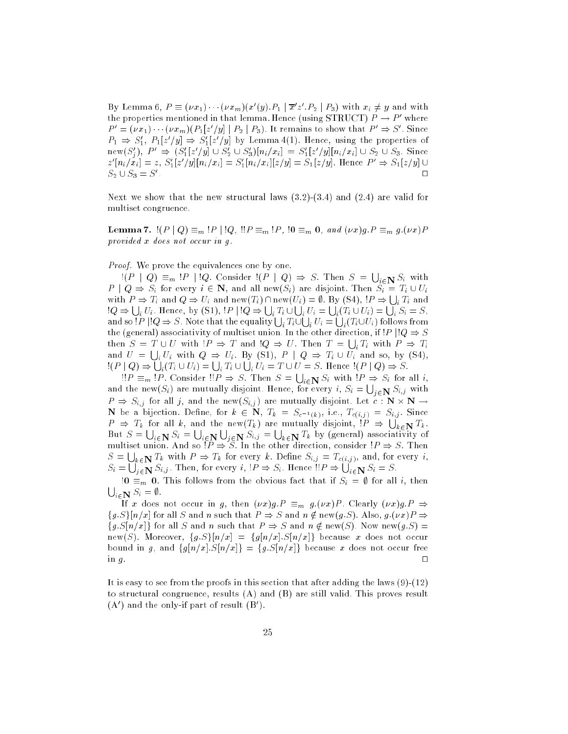By Lemma 6, $P \equiv (\nu x_1)\cdots(\nu x_m)(x'(y).P_1 \mid \overline{x}'z'.P_2 \mid P_3)$ with $x_i \neq y$ and with the properties mentioned in that lemma. Hence (using STRUCT) $P \rightarrow P'$ where $P' = (\nu x_1)\cdots(\nu x_m)(P_1[z'/y] \mid P_2 \mid P_3)$. It remains to show that $P' \Rightarrow S'$. Since $P_1 \Rightarrow S_1'$, $P_1[z'/y] \Rightarrow S_1'[z'/y]$ by Lemma 4(1). Hence, using the properties of $\text{new}(S_j')$, $P' \Rightarrow (S_1'[z'/y] \cup S_2' \cup S_3')[n_i/x_i] = S_1'[z'/y][n_i/x_i] \cup S_2 \cup S_3$. Since $z'[n_i/x_i] = z$, $S_1'[z'/y][n_i/x_i] = S_1'[n_i/x_i][z/y] = S_1[z/y]$. Hence $P' \Rightarrow S_1[z/y] \cup S_2 \cup S_3 = S'$. $\square$

Next we show that the new structural laws (3.2)-(3.4) and (2.4) are valid for multiset congruence.

**Lemma 7.** *$!(P \mid Q) \equiv_m\, !P \mid !Q$, $!!P \equiv_m\, !P$, $!\mathbf{0} \equiv_m \mathbf{0}$, and $(\nu x)g.P \equiv_m g.(\nu x)P$ provided $x$ does not occur in $g$.*

*Proof.* We prove the equivalences one by one.

$!(P \mid Q) \equiv_m\, !P \mid !Q$. Consider $!(P \mid Q) \Rightarrow S$. Then $S = \bigcup_{i \in \mathbf{N}} S_i$ with $P \mid Q \Rightarrow S_i$ for every $i \in \mathbf{N}$, and all $\text{new}(S_i)$ are disjoint. Then $S_i = T_i \cup U_i$ with $P \Rightarrow T_i$ and $Q \Rightarrow U_i$ and $\text{new}(T_i) \cap \text{new}(U_i) = \emptyset$. By (S4), $!P \Rightarrow \bigcup_i T_i$ and $!Q \Rightarrow \bigcup_i U_i$. Hence, by (S1), $!P \mid !Q \Rightarrow \bigcup_i T_i \cup \bigcup_i U_i = \bigcup_i (T_i \cup U_i) = \bigcup_i S_i = S$, and so $!P \mid !Q \Rightarrow S$. Note that the equality $\bigcup_i T_i \cup \bigcup_i U_i = \bigcup_i (T_i \cup U_i)$ follows from the (general) associativity of multiset union. In the other direction, if $!P \mid !Q \Rightarrow S$ then $S = T \cup U$ with $!P \Rightarrow T$ and $!Q \Rightarrow U$. Then $T = \bigcup_i T_i$ with $P \Rightarrow T_i$ and $U = \bigcup_i U_i$ with $Q \Rightarrow U_i$. By (S1), $P \mid Q \Rightarrow T_i \cup U_i$ and so, by (S4), $!(P \mid Q) \Rightarrow \bigcup_i (T_i \cup U_i) = \bigcup_i T_i \cup \bigcup_i U_i = T \cup U = S$. Hence $!(P \mid Q) \Rightarrow S$.

$!!P \equiv_m\, !P$. Consider $!!P \Rightarrow S$. Then $S = \bigcup_{i \in \mathbf{N}} S_i$ with $!P \Rightarrow S_i$ for all $i$, and the $\text{new}(S_i)$ are mutually disjoint. Hence, for every $i$, $S_i = \bigcup_{j \in \mathbf{N}} S_{i,j}$ with $P \Rightarrow S_{i,j}$ for all $j$, and the $\text{new}(S_{i,j})$ are mutually disjoint. Let $c : \mathbf{N} \times \mathbf{N} \rightarrow \mathbf{N}$ be a bijection. Define, for $k \in \mathbf{N}$, $T_k = S_{c^{-1}(k)}$, i.e., $T_{c(i,j)} = S_{i,j}$. Since $P \Rightarrow T_k$ for all $k$, and the $\text{new}(T_k)$ are mutually disjoint, $!P \Rightarrow \bigcup_{k \in \mathbf{N}} T_k$. But $S = \bigcup_{i \in \mathbf{N}} S_i = \bigcup_{i \in \mathbf{N}} \bigcup_{j \in \mathbf{N}} S_{i,j} = \bigcup_{k \in \mathbf{N}} T_k$ by (general) associativity of multiset union. And so $!P \Rightarrow S$. In the other direction, consider $!P \Rightarrow S$. Then $S = \bigcup_{k \in \mathbf{N}} T_k$ with $P \Rightarrow T_k$ for every $k$. Define $S_{i,j} = T_{c(i,j)}$, and, for every $i$, $S_i = \bigcup_{j \in \mathbf{N}} S_{i,j}$. Then, for every $i$, $!P \Rightarrow S_i$. Hence $!!P \Rightarrow \bigcup_{i \in \mathbf{N}} S_i = S$.

$!\mathbf{0} \equiv_m \mathbf{0}$. This follows from the obvious fact that if $S_i = \emptyset$ for all $i$, then $\bigcup_{i \in \mathbf{N}} S_i = \emptyset$.

If $x$ does not occur in $g$, then $(\nu x)g.P \equiv_m g.(\nu x)P$. Clearly $(\nu x)g.P \Rightarrow \{g.S\}[n/x]$ for all $S$ and $n$ such that $P \Rightarrow S$ and $n \notin \text{new}(g.S)$. Also, $g.(\nu x)P \Rightarrow \{g.S[n/x]\}$ for all $S$ and $n$ such that $P \Rightarrow S$ and $n \notin \text{new}(S)$. Now $\text{new}(g.S) = \text{new}(S)$. Moreover, $\{g.S\}[n/x] = \{g[n/x].S[n/x]\}$ because $x$ does not occur bound in $g$, and $\{g[n/x].S[n/x]\} = \{g.S[n/x]\}$ because $x$ does not occur free in $g$. $\square$

It is easy to see from the proofs in this section that after adding the laws (9)-(12) to structural congruence, results (A) and (B) are still valid. This proves result (A′) and the only-if part of result (B′).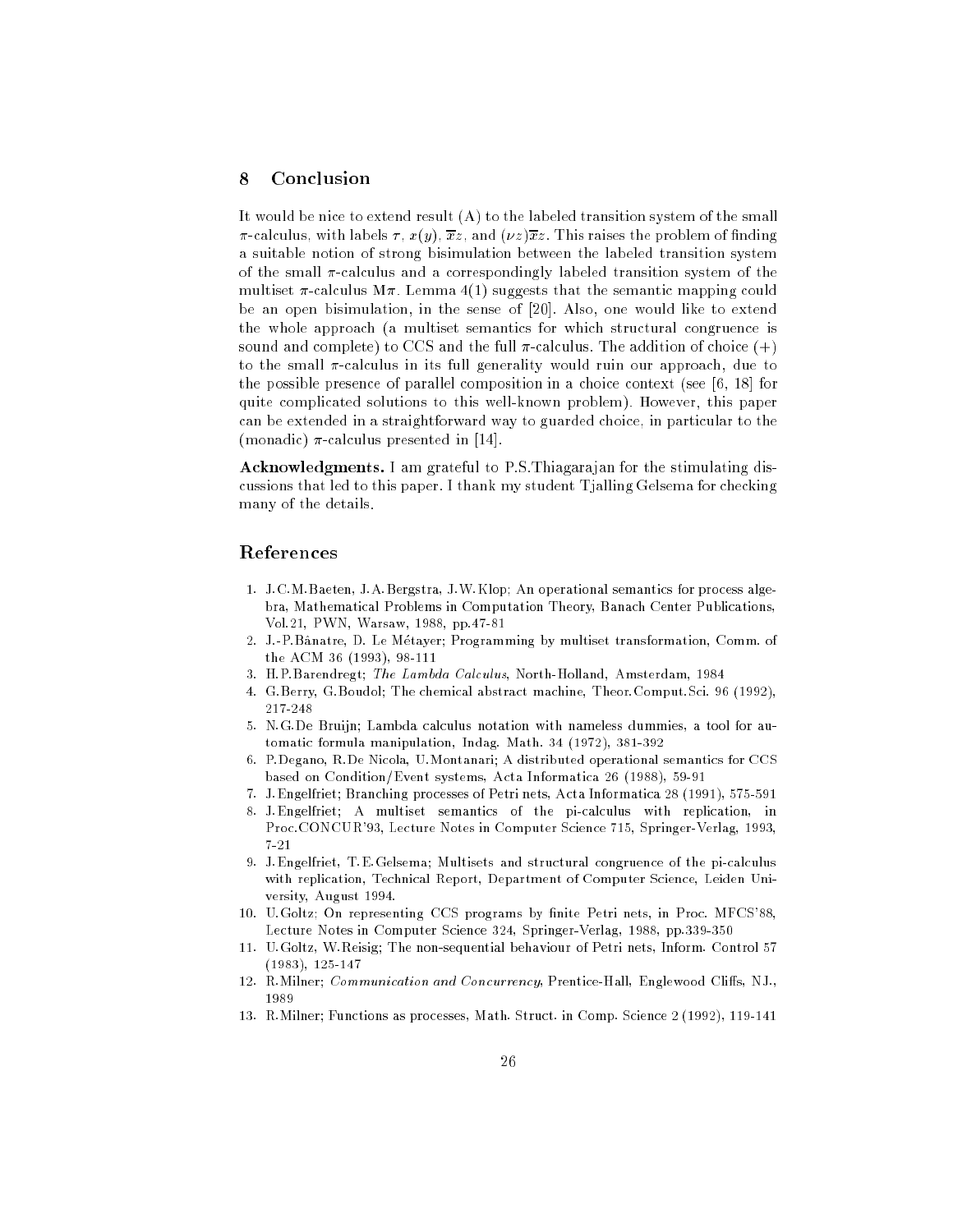## 8 Conclusion

It would be nice to extend result (A) to the labeled transition system of the small $\pi$-calculus, with labels $\tau$, $x(y)$, $\overline{x}z$, and $(\nu z)\overline{x}z$. This raises the problem of finding a suitable notion of strong bisimulation between the labeled transition system of the small $\pi$-calculus and a correspondingly labeled transition system of the multiset $\pi$-calculus M$\pi$. Lemma 4(1) suggests that the semantic mapping could be an open bisimulation, in the sense of [20]. Also, one would like to extend the whole approach (a multiset semantics for which structural congruence is sound and complete) to CCS and the full $\pi$-calculus. The addition of choice (+) to the small $\pi$-calculus in its full generality would ruin our approach, due to the possible presence of parallel composition in a choice context (see [6, 18] for quite complicated solutions to this well-known problem). However, this paper can be extended in a straightforward way to guarded choice, in particular to the (monadic) $\pi$-calculus presented in [14].

**Acknowledgments.** I am grateful to P.S.Thiagarajan for the stimulating discussions that led to this paper. I thank my student Tjalling Gelsema for checking many of the details.

## References

1. J.C.M.Baeten, J.A.Bergstra, J.W.Klop; An operational semantics for process algebra, Mathematical Problems in Computation Theory, Banach Center Publications, Vol.21, PWN, Warsaw, 1988, pp.47-81
2. J.-P.Bânatre, D. Le Métayer; Programming by multiset transformation, Comm. of the ACM 36 (1993), 98-111
3. H.P.Barendregt; *The Lambda Calculus*, North-Holland, Amsterdam, 1984
4. G.Berry, G.Boudol; The chemical abstract machine, Theor.Comput.Sci. 96 (1992), 217-248
5. N.G.De Bruijn; Lambda calculus notation with nameless dummies, a tool for automatic formula manipulation, Indag. Math. 34 (1972), 381-392
6. P.Degano, R.De Nicola, U.Montanari; A distributed operational semantics for CCS based on Condition/Event systems, Acta Informatica 26 (1988), 59-91
7. J.Engelfriet; Branching processes of Petri nets, Acta Informatica 28 (1991), 575-591
8. J.Engelfriet; A multiset semantics of the pi-calculus with replication, in Proc.CONCUR'93, Lecture Notes in Computer Science 715, Springer-Verlag, 1993, 7-21
9. J.Engelfriet, T.E.Gelsema; Multisets and structural congruence of the pi-calculus with replication, Technical Report, Department of Computer Science, Leiden University, August 1994.
10. U.Goltz; On representing CCS programs by finite Petri nets, in Proc. MFCS'88, Lecture Notes in Computer Science 324, Springer-Verlag, 1988, pp.339-350
11. U.Goltz, W.Reisig; The non-sequential behaviour of Petri nets, Inform. Control 57 (1983), 125-147
12. R.Milner; *Communication and Concurrency*, Prentice-Hall, Englewood Cliffs, NJ., 1989
13. R.Milner; Functions as processes, Math. Struct. in Comp. Science 2 (1992), 119-141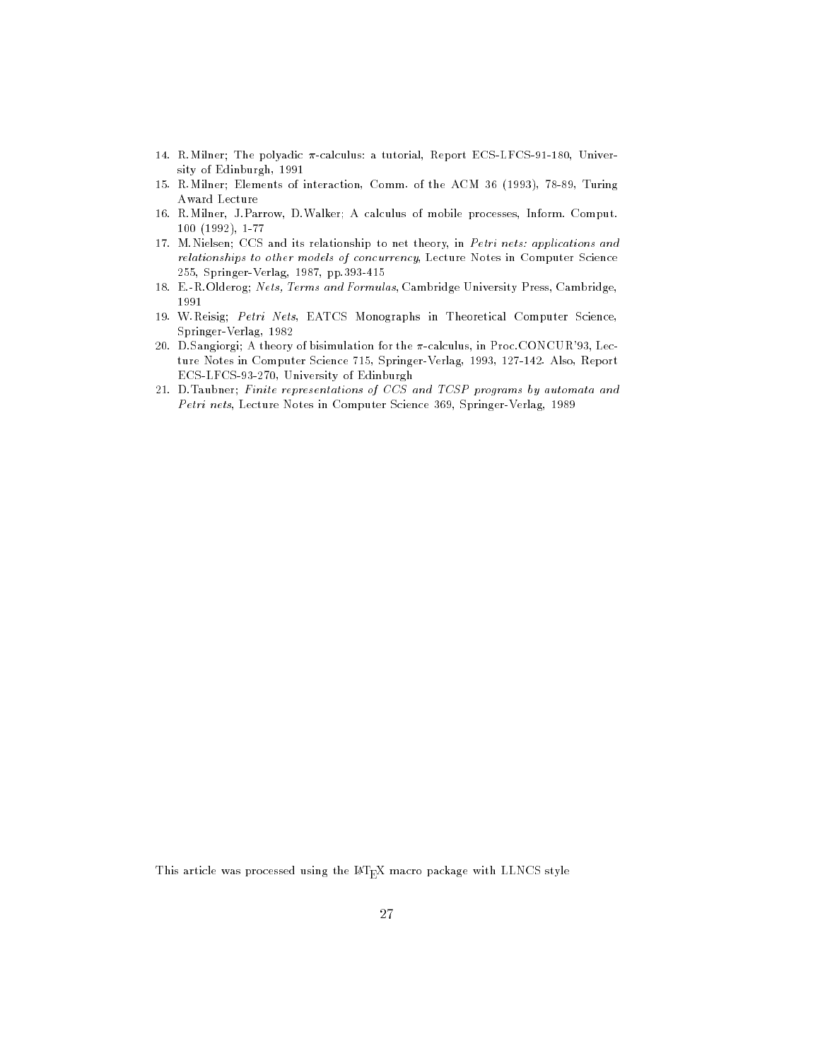14. R. Milner; The polyadic $\pi$-calculus: a tutorial, Report ECS-LFCS-91-180, University of Edinburgh, 1991
15. R. Milner; Elements of interaction, Comm. of the ACM 36 (1993), 78-89, Turing Award Lecture
16. R. Milner, J. Parrow, D. Walker; A calculus of mobile processes, Inform. Comput. 100 (1992), 1-77
17. M. Nielsen; CCS and its relationship to net theory, in *Petri nets: applications and relationships to other models of concurrency*, Lecture Notes in Computer Science 255, Springer-Verlag, 1987, pp. 393-415
18. E.-R. Olderog; *Nets, Terms and Formulas*, Cambridge University Press, Cambridge, 1991
19. W. Reisig; *Petri Nets*, EATCS Monographs in Theoretical Computer Science, Springer-Verlag, 1982
20. D. Sangiorgi; A theory of bisimulation for the $\pi$-calculus, in Proc. CONCUR'93, Lecture Notes in Computer Science 715, Springer-Verlag, 1993, 127-142. Also, Report ECS-LFCS-93-270, University of Edinburgh
21. D. Taubner; *Finite representations of CCS and TCSP programs by automata and Petri nets*, Lecture Notes in Computer Science 369, Springer-Verlag, 1989

This article was processed using the LaTeX macro package with LLNCS style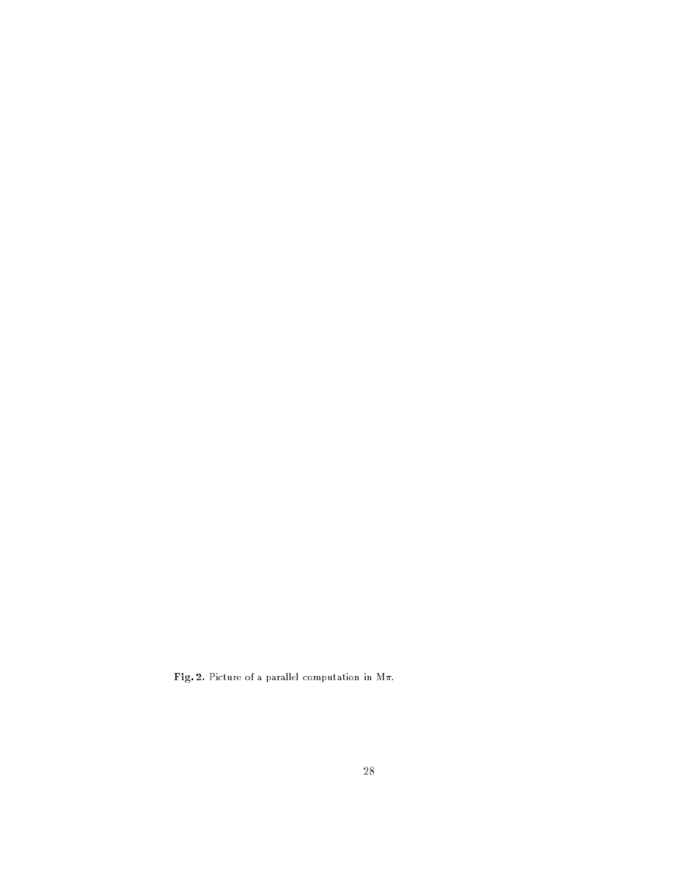**Fig. 2.** Picture of a parallel computation in M$\pi$.